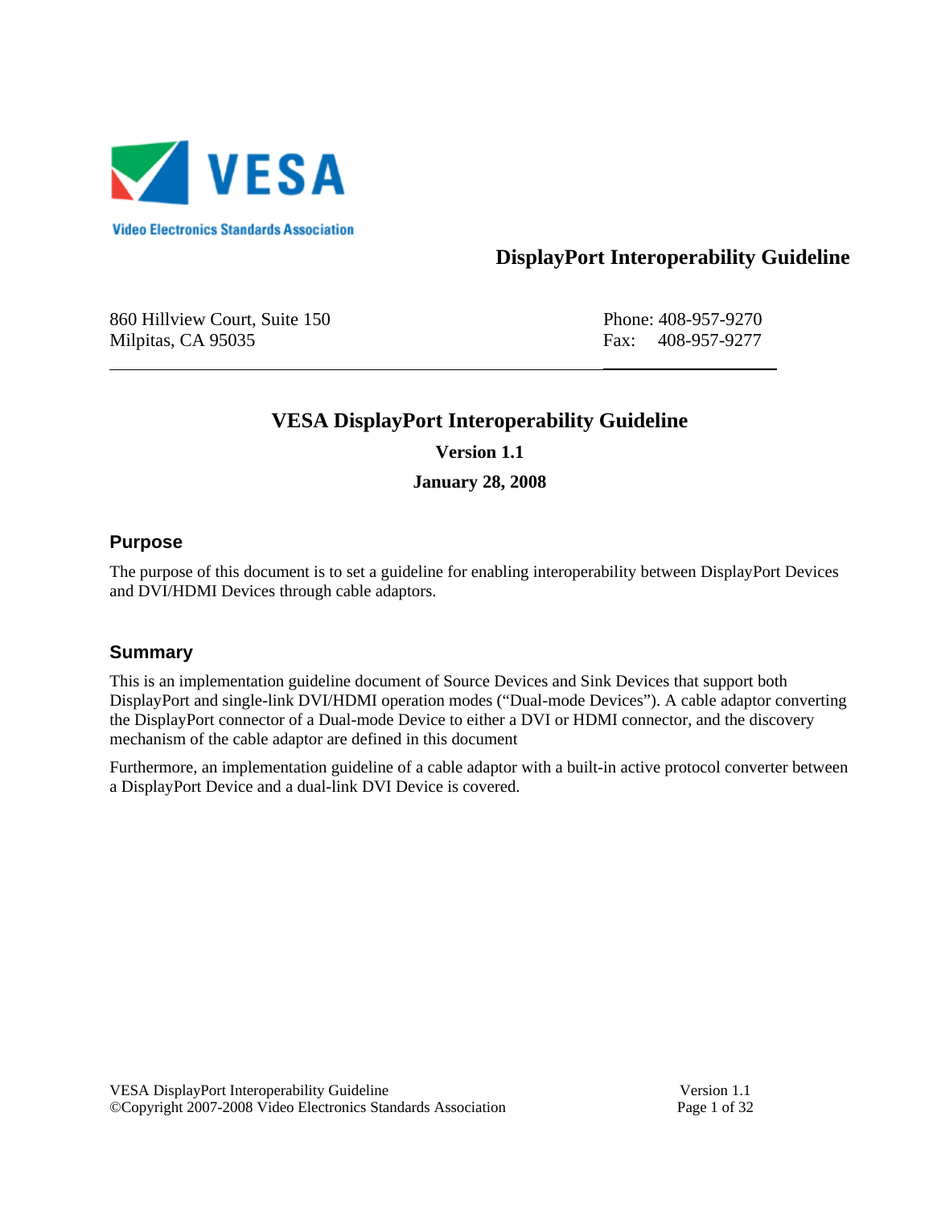VESA

Video Electronics Standards Association

**DisplayPort Interoperability Guideline**

860 Hillview Court, Suite 150
Milpitas, CA 95035

Phone: 408-957-9270
Fax: 408-957-9277

# VESA DisplayPort Interoperability Guideline

**Version 1.1**

**January 28, 2008**

## Purpose

The purpose of this document is to set a guideline for enabling interoperability between DisplayPort Devices and DVI/HDMI Devices through cable adaptors.

## Summary

This is an implementation guideline document of Source Devices and Sink Devices that support both DisplayPort and single-link DVI/HDMI operation modes ("Dual-mode Devices"). A cable adaptor converting the DisplayPort connector of a Dual-mode Device to either a DVI or HDMI connector, and the discovery mechanism of the cable adaptor are defined in this document

Furthermore, an implementation guideline of a cable adaptor with a built-in active protocol converter between a DisplayPort Device and a dual-link DVI Device is covered.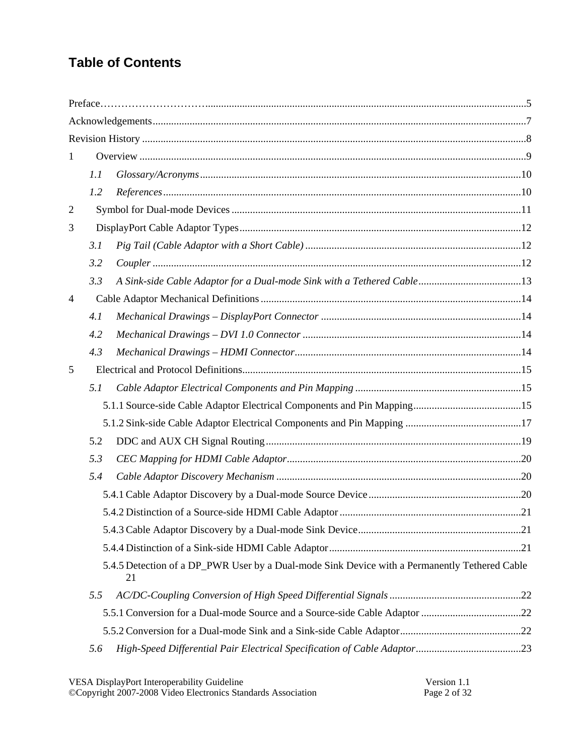## Table of Contents

Preface……………………………......................................................................................................................5
Acknowledgements...........................................................................................................................7
Revision History ...............................................................................................................................8
1 Overview .......................................................................................................................................9
  *1.1 Glossary/Acronyms* ...............................................................................................................10
  *1.2 References*.............................................................................................................................10
2 Symbol for Dual-mode Devices ......................................................................................................11
3 DisplayPort Cable Adaptor Types.....................................................................................................12
  *3.1 Pig Tail (Cable Adaptor with a Short Cable)* ..........................................................................12
  *3.2 Coupler* ..................................................................................................................................12
  *3.3 A Sink-side Cable Adaptor for a Dual-mode Sink with a Tethered Cable*...............................13
4 Cable Adaptor Mechanical Definitions.............................................................................................14
  *4.1 Mechanical Drawings – DisplayPort Connector* ....................................................................14
  *4.2 Mechanical Drawings – DVI 1.0 Connector* .........................................................................14
  *4.3 Mechanical Drawings – HDMI Connector*..............................................................................14
5 Electrical and Protocol Definitions...................................................................................................15
  *5.1 Cable Adaptor Electrical Components and Pin Mapping* .......................................................15
    5.1.1 Source-side Cable Adaptor Electrical Components and Pin Mapping...................................15
    5.1.2 Sink-side Cable Adaptor Electrical Components and Pin Mapping .....................................17
  5.2 DDC and AUX CH Signal Routing..........................................................................................19
  *5.3 CEC Mapping for HDMI Cable Adaptor*..................................................................................20
  *5.4 Cable Adaptor Discovery Mechanism* ...................................................................................20
    5.4.1 Cable Adaptor Discovery by a Dual-mode Source Device....................................................20
    5.4.2 Distinction of a Source-side HDMI Cable Adaptor ..............................................................21
    5.4.3 Cable Adaptor Discovery by a Dual-mode Sink Device........................................................21
    5.4.4 Distinction of a Sink-side HDMI Cable Adaptor..................................................................21
    5.4.5 Detection of a DP_PWR User by a Dual-mode Sink Device with a Permanently Tethered Cable 21
  *5.5 AC/DC-Coupling Conversion of High Speed Differential Signals* ...........................................22
    5.5.1 Conversion for a Dual-mode Source and a Source-side Cable Adaptor ...............................22
    5.5.2 Conversion for a Dual-mode Sink and a Sink-side Cable Adaptor.......................................22
  *5.6 High-Speed Differential Pair Electrical Specification of Cable Adaptor*.................................23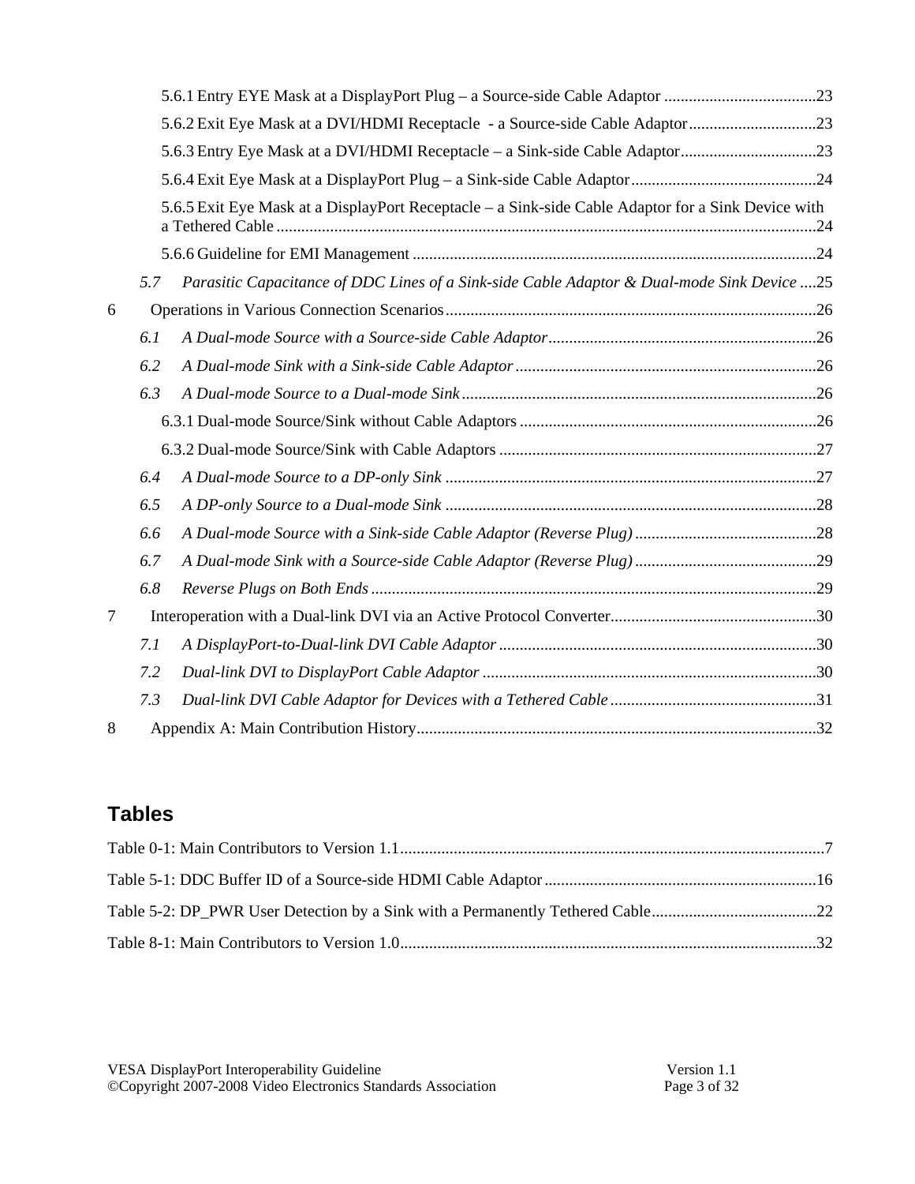5.6.1 Entry EYE Mask at a DisplayPort Plug – a Source-side Cable Adaptor .....................................23

5.6.2 Exit Eye Mask at a DVI/HDMI Receptacle - a Source-side Cable Adaptor...............................23

5.6.3 Entry Eye Mask at a DVI/HDMI Receptacle – a Sink-side Cable Adaptor.................................23

5.6.4 Exit Eye Mask at a DisplayPort Plug – a Sink-side Cable Adaptor.............................................24

5.6.5 Exit Eye Mask at a DisplayPort Receptacle – a Sink-side Cable Adaptor for a Sink Device with a Tethered Cable ..................................................................................................................................24

5.6.6 Guideline for EMI Management .................................................................................................24

*5.7 Parasitic Capacitance of DDC Lines of a Sink-side Cable Adaptor & Dual-mode Sink Device* ....25

6 Operations in Various Connection Scenarios.........................................................................................26

*6.1 A Dual-mode Source with a Source-side Cable Adaptor*.................................................................26

*6.2 A Dual-mode Sink with a Sink-side Cable Adaptor*.........................................................................26

*6.3 A Dual-mode Source to a Dual-mode Sink*......................................................................................26

6.3.1 Dual-mode Source/Sink without Cable Adaptors........................................................................26

6.3.2 Dual-mode Source/Sink with Cable Adaptors.............................................................................27

*6.4 A Dual-mode Source to a DP-only Sink* ..........................................................................................27

*6.5 A DP-only Source to a Dual-mode Sink* ..........................................................................................28

*6.6 A Dual-mode Source with a Sink-side Cable Adaptor (Reverse Plug)*............................................28

*6.7 A Dual-mode Sink with a Source-side Cable Adaptor (Reverse Plug)*............................................29

*6.8 Reverse Plugs on Both Ends*............................................................................................................29

7 Interoperation with a Dual-link DVI via an Active Protocol Converter.................................................30

*7.1 A DisplayPort-to-Dual-link DVI Cable Adaptor*.............................................................................30

*7.2 Dual-link DVI to DisplayPort Cable Adaptor*.................................................................................30

*7.3 Dual-link DVI Cable Adaptor for Devices with a Tethered Cable*..................................................31

8 Appendix A: Main Contribution History................................................................................................32

## Tables

Table 0-1: Main Contributors to Version 1.1......................................................................................................7

Table 5-1: DDC Buffer ID of a Source-side HDMI Cable Adaptor..................................................................16

Table 5-2: DP_PWR User Detection by a Sink with a Permanently Tethered Cable........................................22

Table 8-1: Main Contributors to Version 1.0....................................................................................................32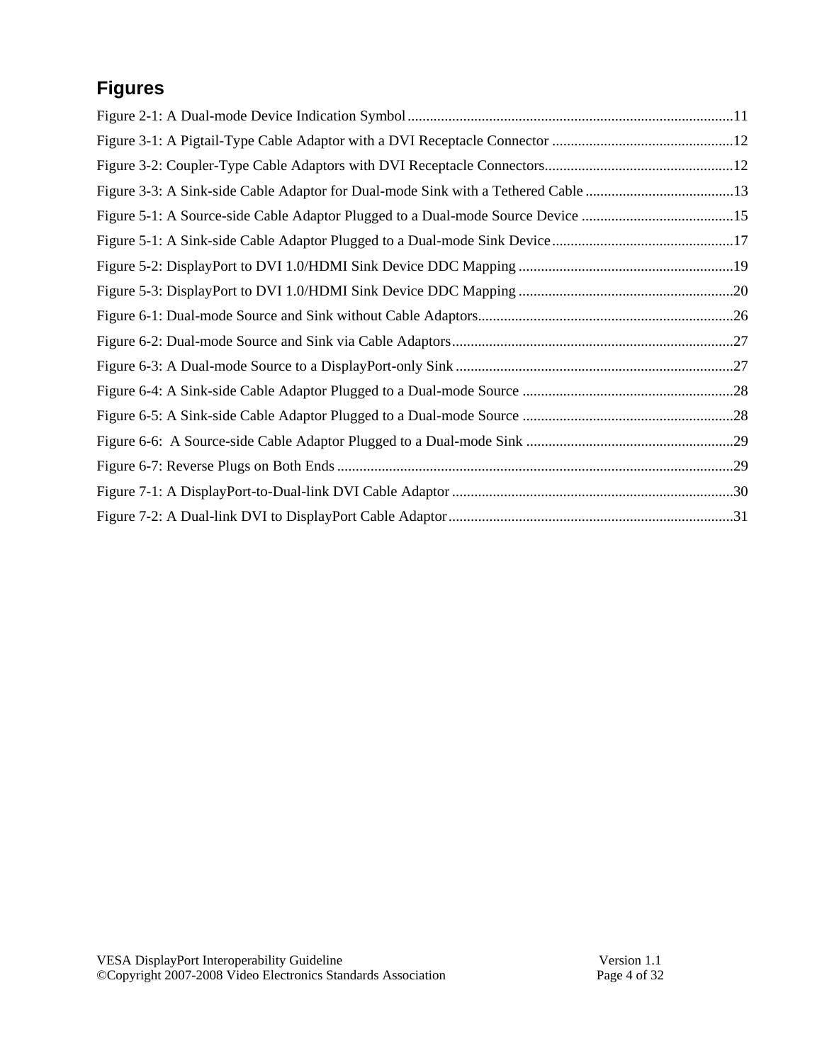# Figures

Figure 2-1: A Dual-mode Device Indication Symbol........................................................................................11
Figure 3-1: A Pigtail-Type Cable Adaptor with a DVI Receptacle Connector .................................................12
Figure 3-2: Coupler-Type Cable Adaptors with DVI Receptacle Connectors...................................................12
Figure 3-3: A Sink-side Cable Adaptor for Dual-mode Sink with a Tethered Cable ........................................13
Figure 5-1: A Source-side Cable Adaptor Plugged to a Dual-mode Source Device .........................................15
Figure 5-1: A Sink-side Cable Adaptor Plugged to a Dual-mode Sink Device.................................................17
Figure 5-2: DisplayPort to DVI 1.0/HDMI Sink Device DDC Mapping ..........................................................19
Figure 5-3: DisplayPort to DVI 1.0/HDMI Sink Device DDC Mapping ..........................................................20
Figure 6-1: Dual-mode Source and Sink without Cable Adaptors.....................................................................26
Figure 6-2: Dual-mode Source and Sink via Cable Adaptors............................................................................27
Figure 6-3: A Dual-mode Source to a DisplayPort-only Sink ...........................................................................27
Figure 6-4: A Sink-side Cable Adaptor Plugged to a Dual-mode Source .........................................................28
Figure 6-5: A Sink-side Cable Adaptor Plugged to a Dual-mode Source .........................................................28
Figure 6-6: A Source-side Cable Adaptor Plugged to a Dual-mode Sink ........................................................29
Figure 6-7: Reverse Plugs on Both Ends ...........................................................................................................29
Figure 7-1: A DisplayPort-to-Dual-link DVI Cable Adaptor ............................................................................30
Figure 7-2: A Dual-link DVI to DisplayPort Cable Adaptor.............................................................................31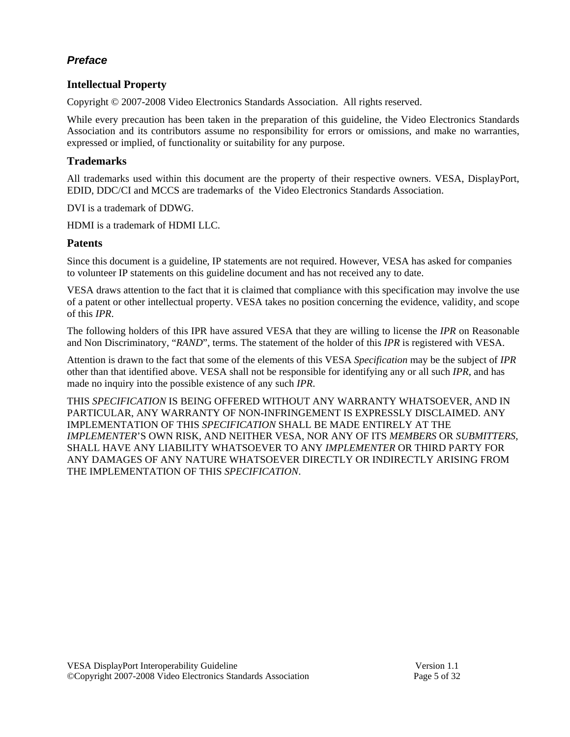## *Preface*

### Intellectual Property

Copyright © 2007-2008 Video Electronics Standards Association. All rights reserved.

While every precaution has been taken in the preparation of this guideline, the Video Electronics Standards Association and its contributors assume no responsibility for errors or omissions, and make no warranties, expressed or implied, of functionality or suitability for any purpose.

### Trademarks

All trademarks used within this document are the property of their respective owners. VESA, DisplayPort, EDID, DDC/CI and MCCS are trademarks of the Video Electronics Standards Association.

DVI is a trademark of DDWG.

HDMI is a trademark of HDMI LLC.

### Patents

Since this document is a guideline, IP statements are not required. However, VESA has asked for companies to volunteer IP statements on this guideline document and has not received any to date.

VESA draws attention to the fact that it is claimed that compliance with this specification may involve the use of a patent or other intellectual property. VESA takes no position concerning the evidence, validity, and scope of this *IPR*.

The following holders of this IPR have assured VESA that they are willing to license the *IPR* on Reasonable and Non Discriminatory, "*RAND*", terms. The statement of the holder of this *IPR* is registered with VESA.

Attention is drawn to the fact that some of the elements of this VESA *Specification* may be the subject of *IPR* other than that identified above. VESA shall not be responsible for identifying any or all such *IPR*, and has made no inquiry into the possible existence of any such *IPR*.

THIS *SPECIFICATION* IS BEING OFFERED WITHOUT ANY WARRANTY WHATSOEVER, AND IN PARTICULAR, ANY WARRANTY OF NON-INFRINGEMENT IS EXPRESSLY DISCLAIMED. ANY IMPLEMENTATION OF THIS *SPECIFICATION* SHALL BE MADE ENTIRELY AT THE *IMPLEMENTER*'S OWN RISK, AND NEITHER VESA, NOR ANY OF ITS *MEMBERS* OR *SUBMITTERS*, SHALL HAVE ANY LIABILITY WHATSOEVER TO ANY *IMPLEMENTER* OR THIRD PARTY FOR ANY DAMAGES OF ANY NATURE WHATSOEVER DIRECTLY OR INDIRECTLY ARISING FROM THE IMPLEMENTATION OF THIS *SPECIFICATION*.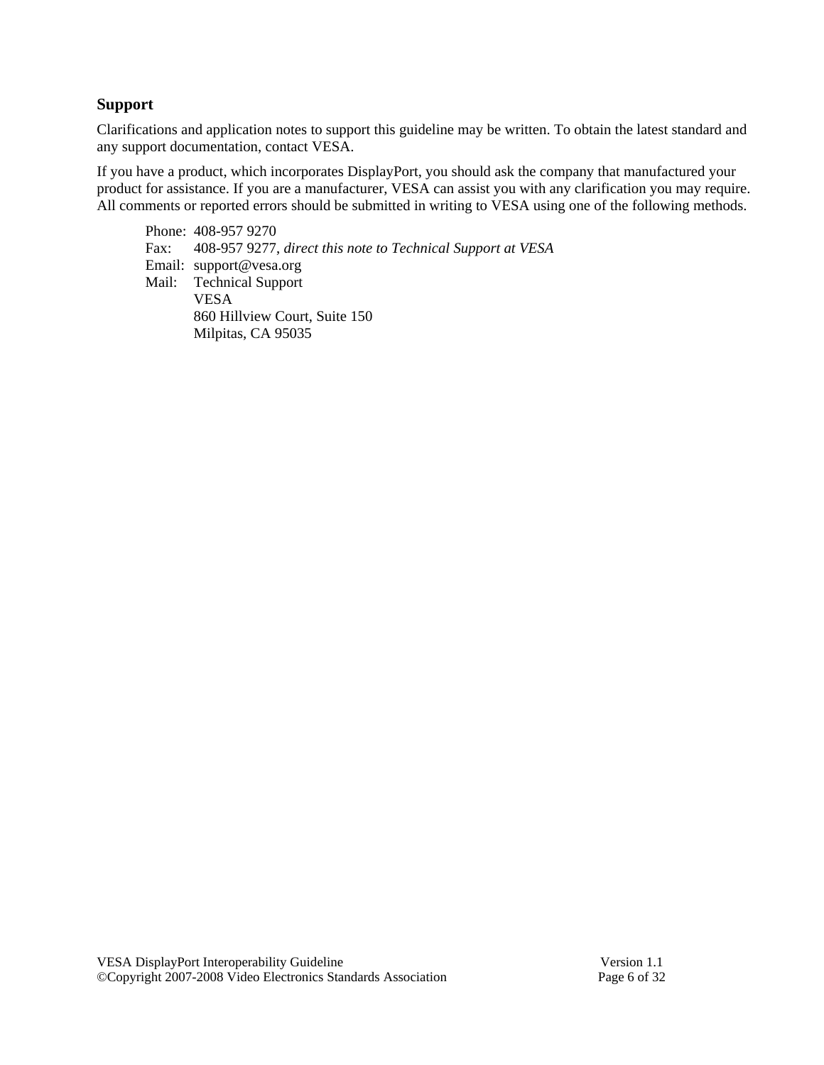## Support

Clarifications and application notes to support this guideline may be written. To obtain the latest standard and any support documentation, contact VESA.

If you have a product, which incorporates DisplayPort, you should ask the company that manufactured your product for assistance. If you are a manufacturer, VESA can assist you with any clarification you may require. All comments or reported errors should be submitted in writing to VESA using one of the following methods.

Phone: 408-957 9270
Fax: 408-957 9277, *direct this note to Technical Support at VESA*
Email: support@vesa.org
Mail: Technical Support
VESA
860 Hillview Court, Suite 150
Milpitas, CA 95035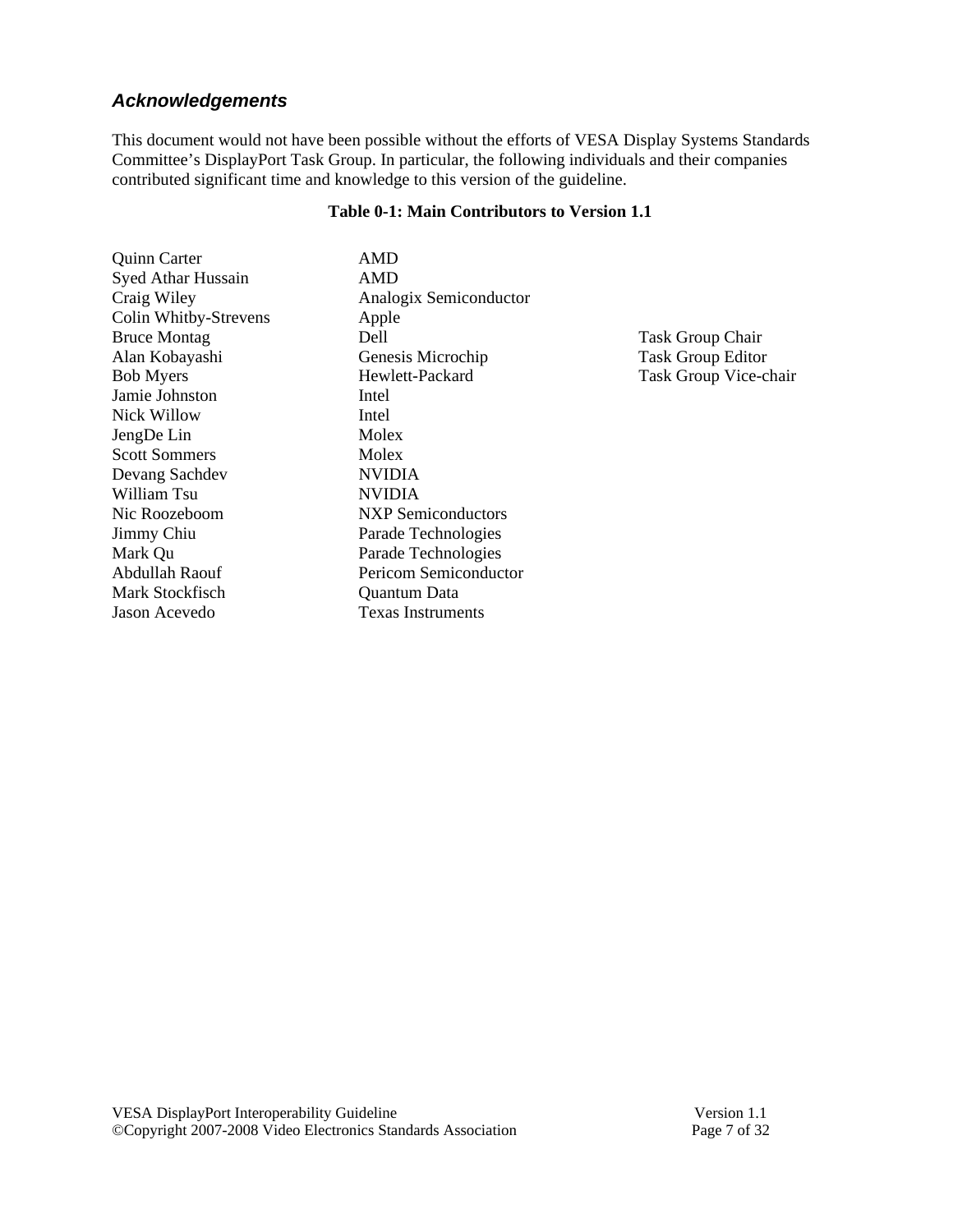## *Acknowledgements*

This document would not have been possible without the efforts of VESA Display Systems Standards Committee's DisplayPort Task Group. In particular, the following individuals and their companies contributed significant time and knowledge to this version of the guideline.

**Table 0-1: Main Contributors to Version 1.1**

| Name | Company | Role |
|---|---|---|
| Quinn Carter | AMD | |
| Syed Athar Hussain | AMD | |
| Craig Wiley | Analogix Semiconductor | |
| Colin Whitby-Strevens | Apple | |
| Bruce Montag | Dell | Task Group Chair |
| Alan Kobayashi | Genesis Microchip | Task Group Editor |
| Bob Myers | Hewlett-Packard | Task Group Vice-chair |
| Jamie Johnston | Intel | |
| Nick Willow | Intel | |
| JengDe Lin | Molex | |
| Scott Sommers | Molex | |
| Devang Sachdev | NVIDIA | |
| William Tsu | NVIDIA | |
| Nic Roozeboom | NXP Semiconductors | |
| Jimmy Chiu | Parade Technologies | |
| Mark Qu | Parade Technologies | |
| Abdullah Raouf | Pericom Semiconductor | |
| Mark Stockfisch | Quantum Data | |
| Jason Acevedo | Texas Instruments | |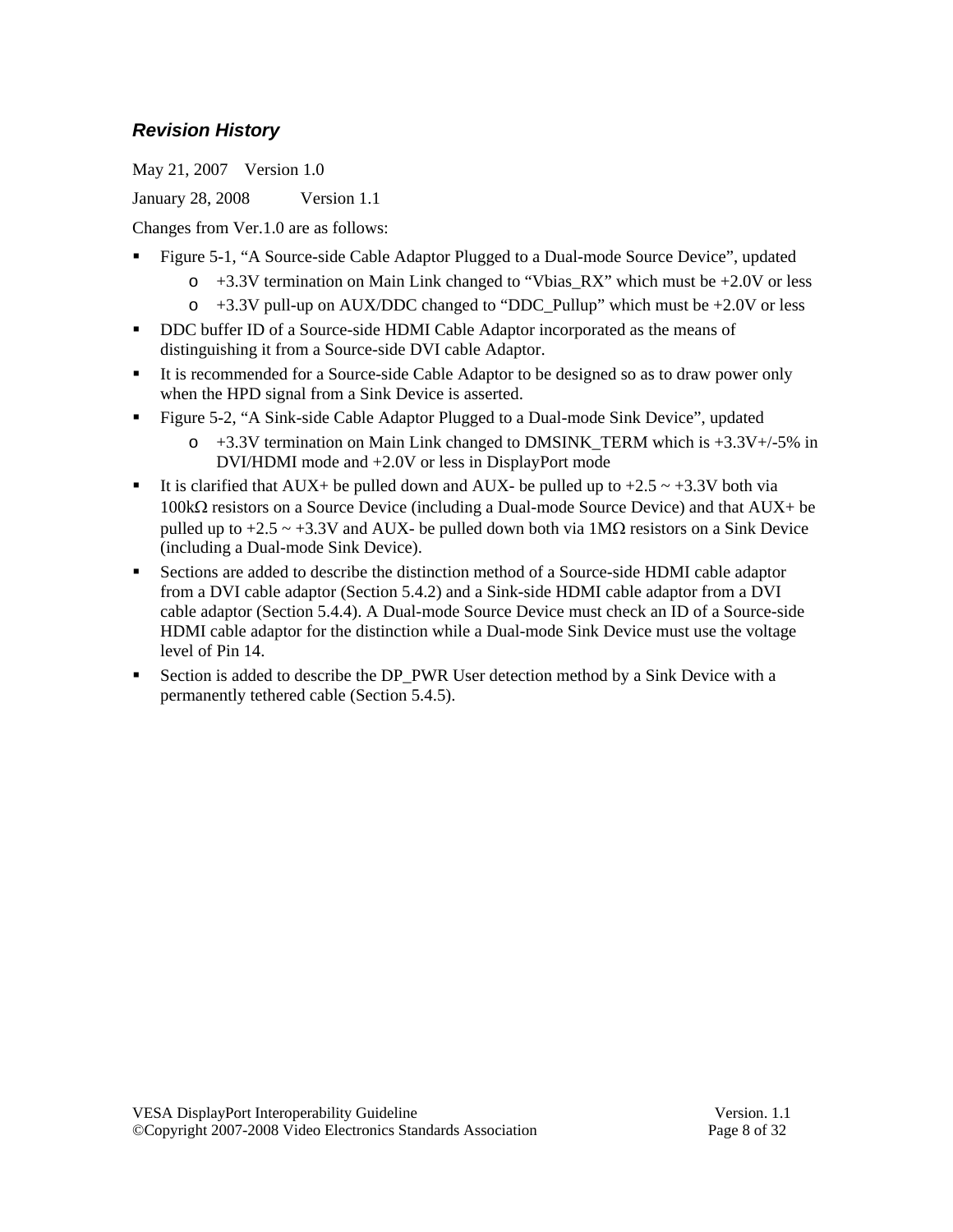### *Revision History*

May 21, 2007 Version 1.0

January 28, 2008 Version 1.1

Changes from Ver.1.0 are as follows:

- Figure 5-1, "A Source-side Cable Adaptor Plugged to a Dual-mode Source Device", updated
  - +3.3V termination on Main Link changed to "Vbias_RX" which must be +2.0V or less
  - +3.3V pull-up on AUX/DDC changed to "DDC_Pullup" which must be +2.0V or less
- DDC buffer ID of a Source-side HDMI Cable Adaptor incorporated as the means of distinguishing it from a Source-side DVI cable Adaptor.
- It is recommended for a Source-side Cable Adaptor to be designed so as to draw power only when the HPD signal from a Sink Device is asserted.
- Figure 5-2, "A Sink-side Cable Adaptor Plugged to a Dual-mode Sink Device", updated
  - +3.3V termination on Main Link changed to DMSINK_TERM which is +3.3V+/-5% in DVI/HDMI mode and +2.0V or less in DisplayPort mode
- It is clarified that AUX+ be pulled down and AUX- be pulled up to +2.5 ~ +3.3V both via 100kΩ resistors on a Source Device (including a Dual-mode Source Device) and that AUX+ be pulled up to +2.5 ~ +3.3V and AUX- be pulled down both via 1MΩ resistors on a Sink Device (including a Dual-mode Sink Device).
- Sections are added to describe the distinction method of a Source-side HDMI cable adaptor from a DVI cable adaptor (Section 5.4.2) and a Sink-side HDMI cable adaptor from a DVI cable adaptor (Section 5.4.4). A Dual-mode Source Device must check an ID of a Source-side HDMI cable adaptor for the distinction while a Dual-mode Sink Device must use the voltage level of Pin 14.
- Section is added to describe the DP_PWR User detection method by a Sink Device with a permanently tethered cable (Section 5.4.5).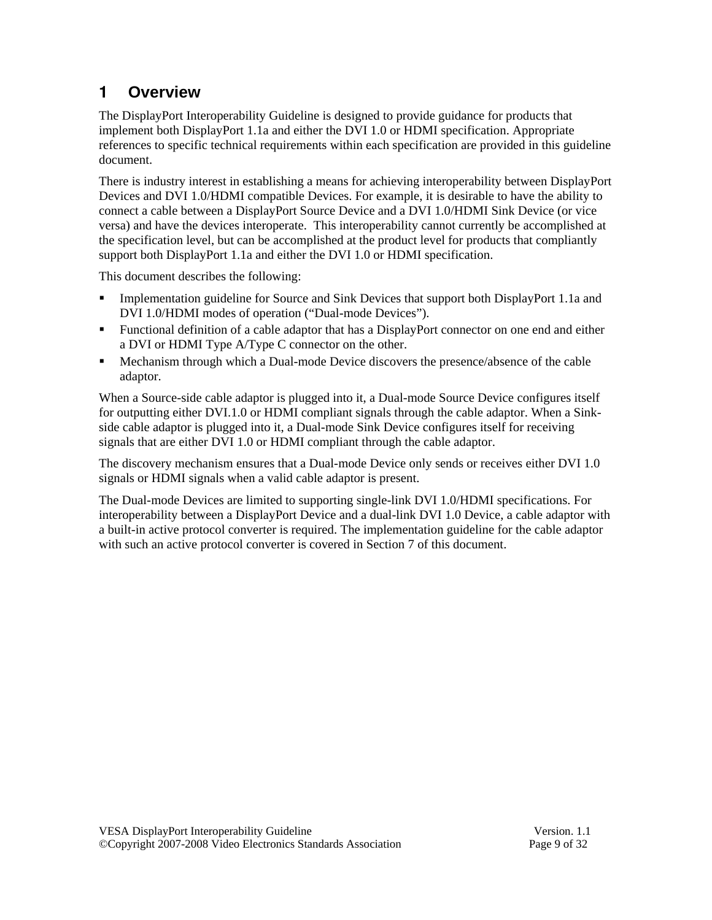# 1 Overview

The DisplayPort Interoperability Guideline is designed to provide guidance for products that implement both DisplayPort 1.1a and either the DVI 1.0 or HDMI specification. Appropriate references to specific technical requirements within each specification are provided in this guideline document.

There is industry interest in establishing a means for achieving interoperability between DisplayPort Devices and DVI 1.0/HDMI compatible Devices. For example, it is desirable to have the ability to connect a cable between a DisplayPort Source Device and a DVI 1.0/HDMI Sink Device (or vice versa) and have the devices interoperate. This interoperability cannot currently be accomplished at the specification level, but can be accomplished at the product level for products that compliantly support both DisplayPort 1.1a and either the DVI 1.0 or HDMI specification.

This document describes the following:

- Implementation guideline for Source and Sink Devices that support both DisplayPort 1.1a and DVI 1.0/HDMI modes of operation ("Dual-mode Devices").
- Functional definition of a cable adaptor that has a DisplayPort connector on one end and either a DVI or HDMI Type A/Type C connector on the other.
- Mechanism through which a Dual-mode Device discovers the presence/absence of the cable adaptor.

When a Source-side cable adaptor is plugged into it, a Dual-mode Source Device configures itself for outputting either DVI.1.0 or HDMI compliant signals through the cable adaptor. When a Sink-side cable adaptor is plugged into it, a Dual-mode Sink Device configures itself for receiving signals that are either DVI 1.0 or HDMI compliant through the cable adaptor.

The discovery mechanism ensures that a Dual-mode Device only sends or receives either DVI 1.0 signals or HDMI signals when a valid cable adaptor is present.

The Dual-mode Devices are limited to supporting single-link DVI 1.0/HDMI specifications. For interoperability between a DisplayPort Device and a dual-link DVI 1.0 Device, a cable adaptor with a built-in active protocol converter is required. The implementation guideline for the cable adaptor with such an active protocol converter is covered in Section 7 of this document.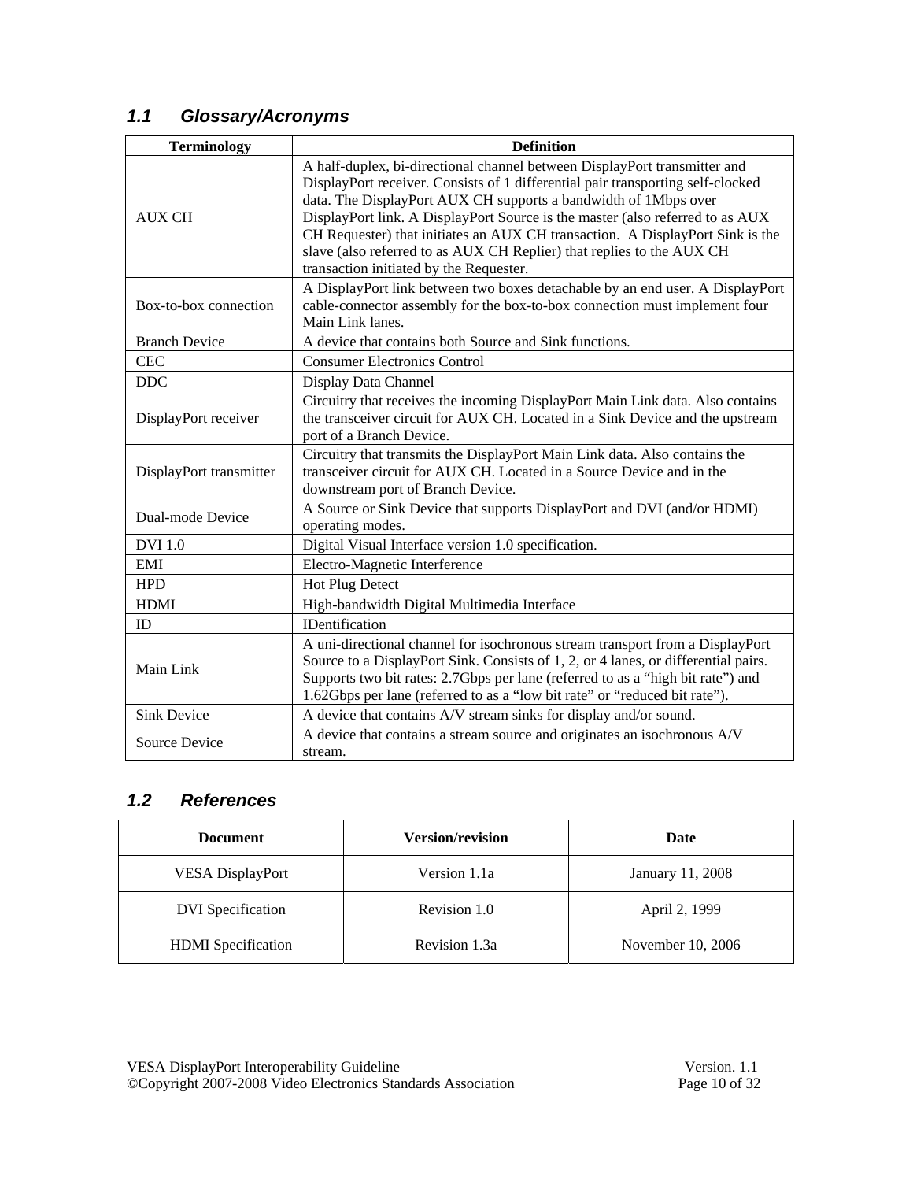### 1.1 Glossary/Acronyms

| Terminology | Definition |
|---|---|
| AUX CH | A half-duplex, bi-directional channel between DisplayPort transmitter and DisplayPort receiver. Consists of 1 differential pair transporting self-clocked data. The DisplayPort AUX CH supports a bandwidth of 1Mbps over DisplayPort link. A DisplayPort Source is the master (also referred to as AUX CH Requester) that initiates an AUX CH transaction. A DisplayPort Sink is the slave (also referred to as AUX CH Replier) that replies to the AUX CH transaction initiated by the Requester. |
| Box-to-box connection | A DisplayPort link between two boxes detachable by an end user. A DisplayPort cable-connector assembly for the box-to-box connection must implement four Main Link lanes. |
| Branch Device | A device that contains both Source and Sink functions. |
| CEC | Consumer Electronics Control |
| DDC | Display Data Channel |
| DisplayPort receiver | Circuitry that receives the incoming DisplayPort Main Link data. Also contains the transceiver circuit for AUX CH. Located in a Sink Device and the upstream port of a Branch Device. |
| DisplayPort transmitter | Circuitry that transmits the DisplayPort Main Link data. Also contains the transceiver circuit for AUX CH. Located in a Source Device and in the downstream port of Branch Device. |
| Dual-mode Device | A Source or Sink Device that supports DisplayPort and DVI (and/or HDMI) operating modes. |
| DVI 1.0 | Digital Visual Interface version 1.0 specification. |
| EMI | Electro-Magnetic Interference |
| HPD | Hot Plug Detect |
| HDMI | High-bandwidth Digital Multimedia Interface |
| ID | IDentification |
| Main Link | A uni-directional channel for isochronous stream transport from a DisplayPort Source to a DisplayPort Sink. Consists of 1, 2, or 4 lanes, or differential pairs. Supports two bit rates: 2.7Gbps per lane (referred to as a “high bit rate”) and 1.62Gbps per lane (referred to as a “low bit rate” or “reduced bit rate”). |
| Sink Device | A device that contains A/V stream sinks for display and/or sound. |
| Source Device | A device that contains a stream source and originates an isochronous A/V stream. |

### 1.2 References

| Document | Version/revision | Date |
|---|---|---|
| VESA DisplayPort | Version 1.1a | January 11, 2008 |
| DVI Specification | Revision 1.0 | April 2, 1999 |
| HDMI Specification | Revision 1.3a | November 10, 2006 |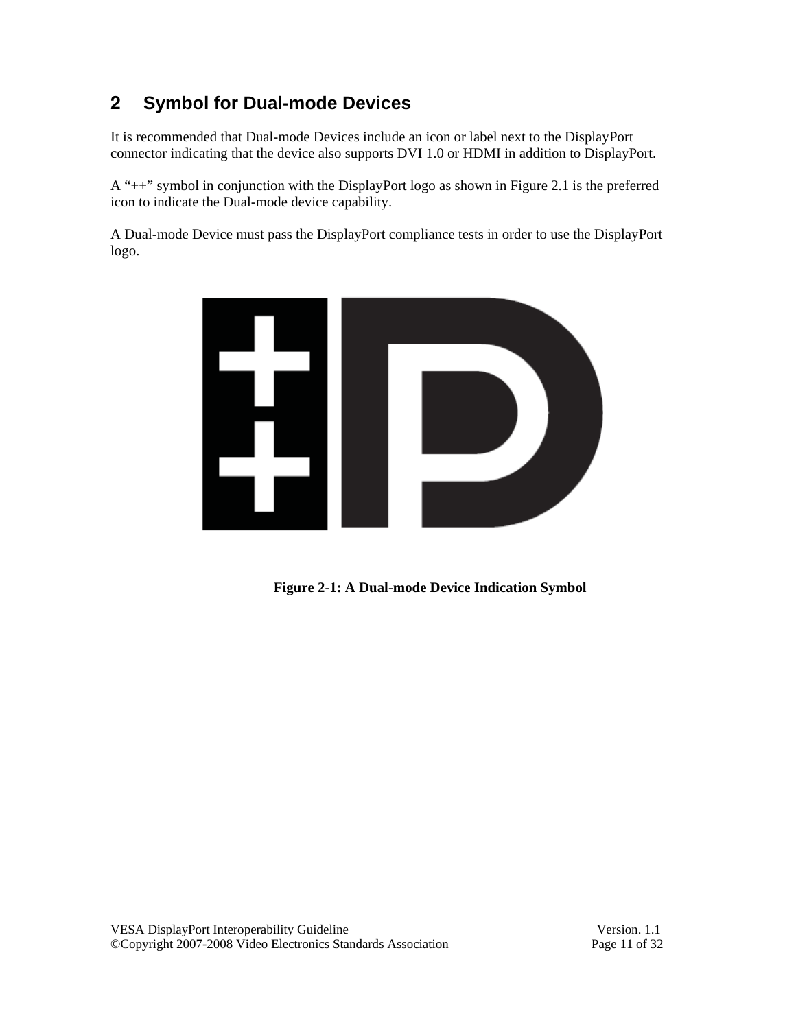## 2 Symbol for Dual-mode Devices

It is recommended that Dual-mode Devices include an icon or label next to the DisplayPort connector indicating that the device also supports DVI 1.0 or HDMI in addition to DisplayPort.

A “++” symbol in conjunction with the DisplayPort logo as shown in Figure 2.1 is the preferred icon to indicate the Dual-mode device capability.

A Dual-mode Device must pass the DisplayPort compliance tests in order to use the DisplayPort logo.

**Figure 2-1: A Dual-mode Device Indication Symbol**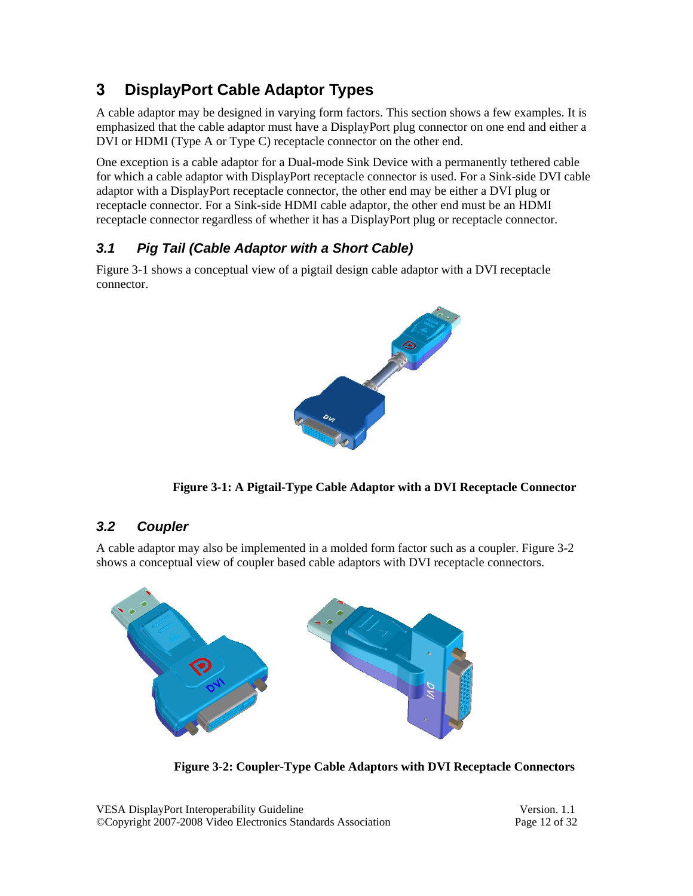# 3 DisplayPort Cable Adaptor Types

A cable adaptor may be designed in varying form factors. This section shows a few examples. It is emphasized that the cable adaptor must have a DisplayPort plug connector on one end and either a DVI or HDMI (Type A or Type C) receptacle connector on the other end.

One exception is a cable adaptor for a Dual-mode Sink Device with a permanently tethered cable for which a cable adaptor with DisplayPort receptacle connector is used. For a Sink-side DVI cable adaptor with a DisplayPort receptacle connector, the other end may be either a DVI plug or receptacle connector. For a Sink-side HDMI cable adaptor, the other end must be an HDMI receptacle connector regardless of whether it has a DisplayPort plug or receptacle connector.

## *3.1 Pig Tail (Cable Adaptor with a Short Cable)*

Figure 3-1 shows a conceptual view of a pigtail design cable adaptor with a DVI receptacle connector.

**Figure 3-1: A Pigtail-Type Cable Adaptor with a DVI Receptacle Connector**

## *3.2 Coupler*

A cable adaptor may also be implemented in a molded form factor such as a coupler. Figure 3-2 shows a conceptual view of coupler based cable adaptors with DVI receptacle connectors.

**Figure 3-2: Coupler-Type Cable Adaptors with DVI Receptacle Connectors**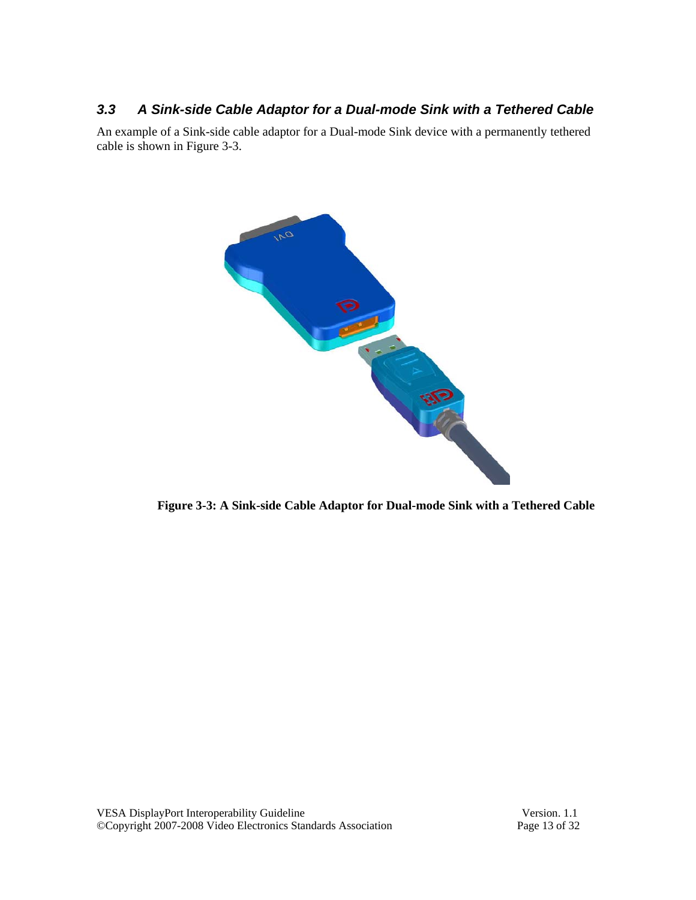### 3.3 A Sink-side Cable Adaptor for a Dual-mode Sink with a Tethered Cable

An example of a Sink-side cable adaptor for a Dual-mode Sink device with a permanently tethered cable is shown in Figure 3-3.

**Figure 3-3: A Sink-side Cable Adaptor for Dual-mode Sink with a Tethered Cable**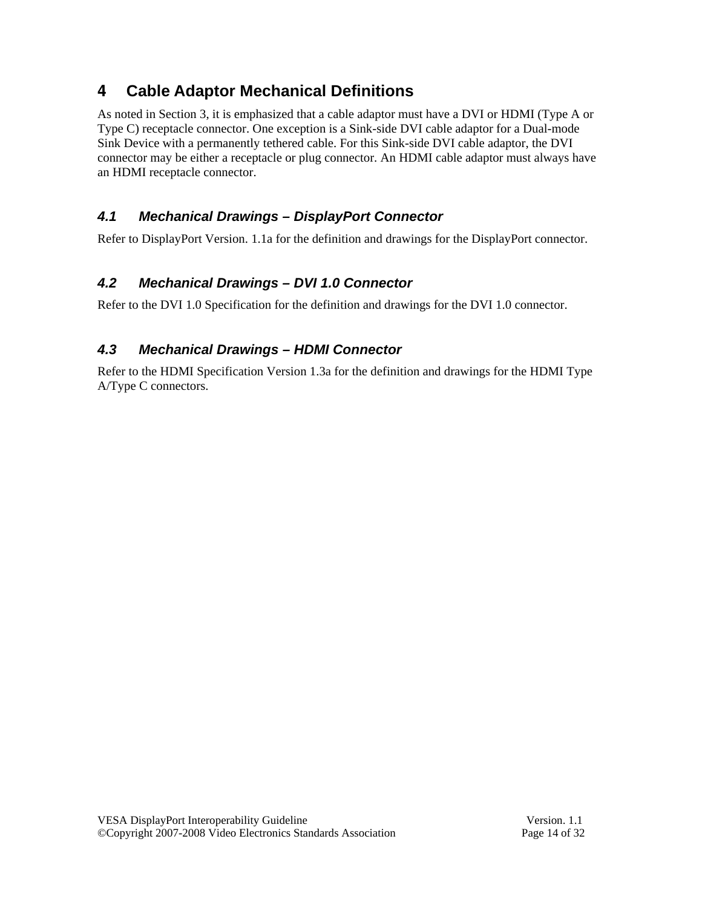# 4 Cable Adaptor Mechanical Definitions

As noted in Section 3, it is emphasized that a cable adaptor must have a DVI or HDMI (Type A or Type C) receptacle connector. One exception is a Sink-side DVI cable adaptor for a Dual-mode Sink Device with a permanently tethered cable. For this Sink-side DVI cable adaptor, the DVI connector may be either a receptacle or plug connector. An HDMI cable adaptor must always have an HDMI receptacle connector.

## *4.1 Mechanical Drawings – DisplayPort Connector*

Refer to DisplayPort Version. 1.1a for the definition and drawings for the DisplayPort connector.

## *4.2 Mechanical Drawings – DVI 1.0 Connector*

Refer to the DVI 1.0 Specification for the definition and drawings for the DVI 1.0 connector.

## *4.3 Mechanical Drawings – HDMI Connector*

Refer to the HDMI Specification Version 1.3a for the definition and drawings for the HDMI Type A/Type C connectors.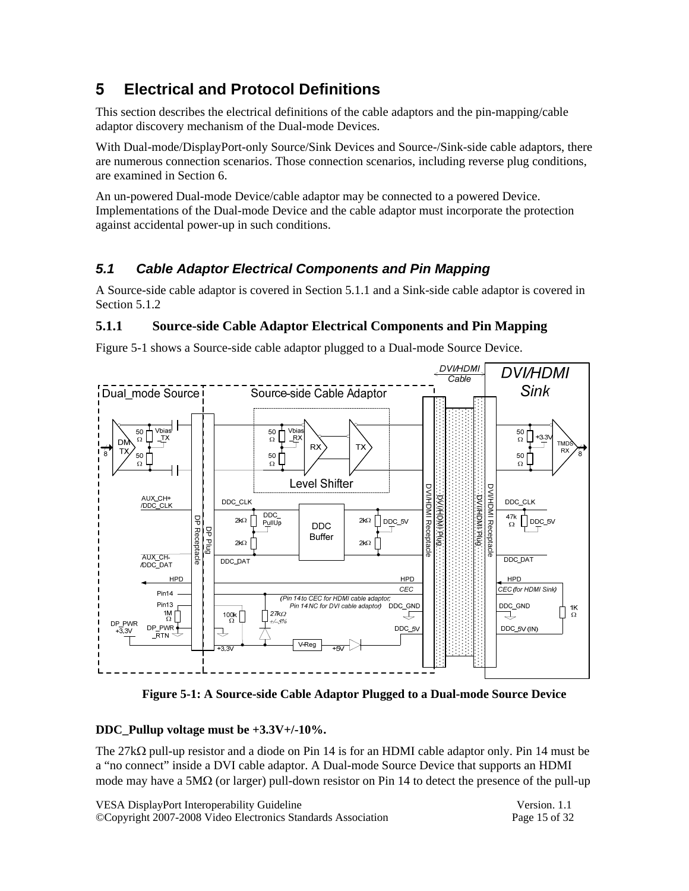# 5 Electrical and Protocol Definitions

This section describes the electrical definitions of the cable adaptors and the pin-mapping/cable adaptor discovery mechanism of the Dual-mode Devices.

With Dual-mode/DisplayPort-only Source/Sink Devices and Source-/Sink-side cable adaptors, there are numerous connection scenarios. Those connection scenarios, including reverse plug conditions, are examined in Section 6.

An un-powered Dual-mode Device/cable adaptor may be connected to a powered Device. Implementations of the Dual-mode Device and the cable adaptor must incorporate the protection against accidental power-up in such conditions.

## 5.1 Cable Adaptor Electrical Components and Pin Mapping

A Source-side cable adaptor is covered in Section 5.1.1 and a Sink-side cable adaptor is covered in Section 5.1.2

### 5.1.1 Source-side Cable Adaptor Electrical Components and Pin Mapping

Figure 5-1 shows a Source-side cable adaptor plugged to a Dual-mode Source Device.

**Figure 5-1: A Source-side Cable Adaptor Plugged to a Dual-mode Source Device**

**DDC_Pullup voltage must be +3.3V+/-10%.**

The 27kΩ pull-up resistor and a diode on Pin 14 is for an HDMI cable adaptor only. Pin 14 must be a "no connect" inside a DVI cable adaptor. A Dual-mode Source Device that supports an HDMI mode may have a 5MΩ (or larger) pull-down resistor on Pin 14 to detect the presence of the pull-up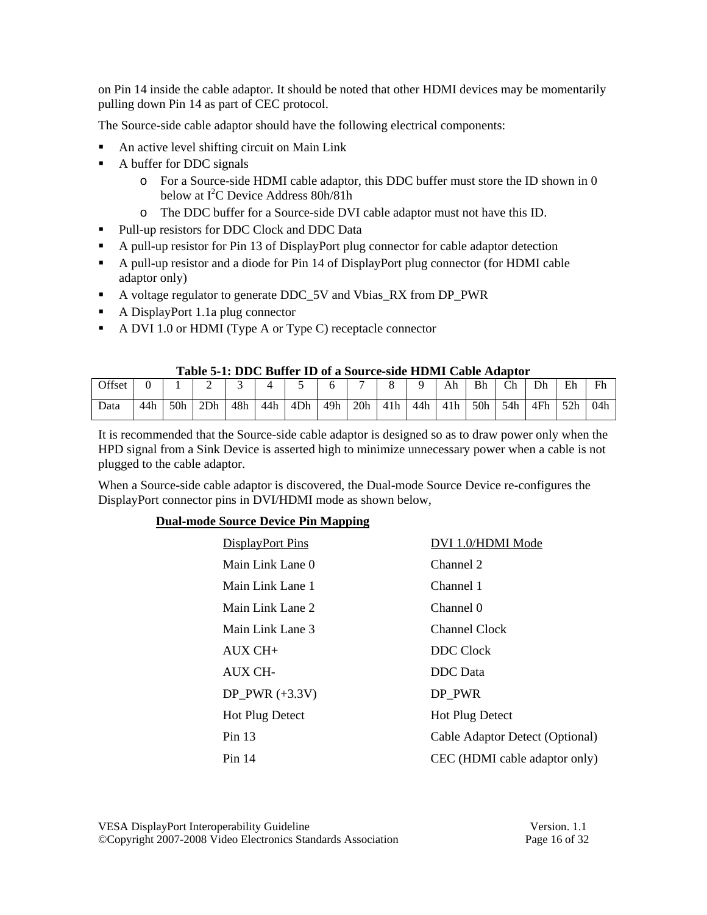on Pin 14 inside the cable adaptor. It should be noted that other HDMI devices may be momentarily pulling down Pin 14 as part of CEC protocol.

The Source-side cable adaptor should have the following electrical components:

- An active level shifting circuit on Main Link
- A buffer for DDC signals
  - For a Source-side HDMI cable adaptor, this DDC buffer must store the ID shown in 0 below at $I^2C$ Device Address 80h/81h
  - The DDC buffer for a Source-side DVI cable adaptor must not have this ID.
- Pull-up resistors for DDC Clock and DDC Data
- A pull-up resistor for Pin 13 of DisplayPort plug connector for cable adaptor detection
- A pull-up resistor and a diode for Pin 14 of DisplayPort plug connector (for HDMI cable adaptor only)
- A voltage regulator to generate DDC_5V and Vbias_RX from DP_PWR
- A DisplayPort 1.1a plug connector
- A DVI 1.0 or HDMI (Type A or Type C) receptacle connector

**Table 5-1: DDC Buffer ID of a Source-side HDMI Cable Adaptor**

| Offset | 0 | 1 | 2 | 3 | 4 | 5 | 6 | 7 | 8 | 9 | Ah | Bh | Ch | Dh | Eh | Fh |
|---|---|---|---|---|---|---|---|---|---|---|---|---|---|---|---|---|
| Data | 44h | 50h | 2Dh | 48h | 44h | 4Dh | 49h | 20h | 41h | 44h | 41h | 50h | 54h | 4Fh | 52h | 04h |

It is recommended that the Source-side cable adaptor is designed so as to draw power only when the HPD signal from a Sink Device is asserted high to minimize unnecessary power when a cable is not plugged to the cable adaptor.

When a Source-side cable adaptor is discovered, the Dual-mode Source Device re-configures the DisplayPort connector pins in DVI/HDMI mode as shown below,

**Dual-mode Source Device Pin Mapping**

| DisplayPort Pins | DVI 1.0/HDMI Mode |
|---|---|
| Main Link Lane 0 | Channel 2 |
| Main Link Lane 1 | Channel 1 |
| Main Link Lane 2 | Channel 0 |
| Main Link Lane 3 | Channel Clock |
| AUX CH+ | DDC Clock |
| AUX CH- | DDC Data |
| DP_PWR (+3.3V) | DP_PWR |
| Hot Plug Detect | Hot Plug Detect |
| Pin 13 | Cable Adaptor Detect (Optional) |
| Pin 14 | CEC (HDMI cable adaptor only) |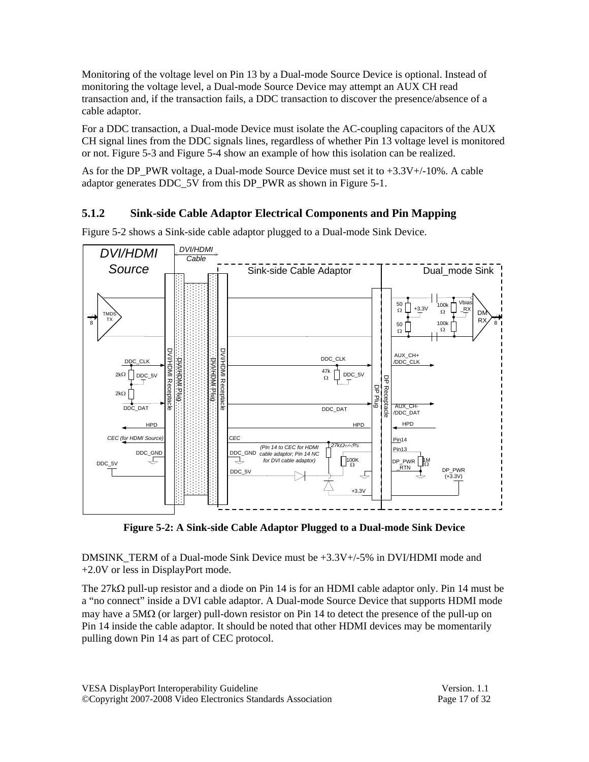Monitoring of the voltage level on Pin 13 by a Dual-mode Source Device is optional. Instead of monitoring the voltage level, a Dual-mode Source Device may attempt an AUX CH read transaction and, if the transaction fails, a DDC transaction to discover the presence/absence of a cable adaptor.

For a DDC transaction, a Dual-mode Device must isolate the AC-coupling capacitors of the AUX CH signal lines from the DDC signals lines, regardless of whether Pin 13 voltage level is monitored or not. Figure 5-3 and Figure 5-4 show an example of how this isolation can be realized.

As for the DP_PWR voltage, a Dual-mode Source Device must set it to +3.3V+/-10%. A cable adaptor generates DDC_5V from this DP_PWR as shown in Figure 5-1.

### 5.1.2 Sink-side Cable Adaptor Electrical Components and Pin Mapping

Figure 5-2 shows a Sink-side cable adaptor plugged to a Dual-mode Sink Device.

**Figure 5-2: A Sink-side Cable Adaptor Plugged to a Dual-mode Sink Device**

DMSINK_TERM of a Dual-mode Sink Device must be +3.3V+/-5% in DVI/HDMI mode and +2.0V or less in DisplayPort mode.

The 27kΩ pull-up resistor and a diode on Pin 14 is for an HDMI cable adaptor only. Pin 14 must be a "no connect" inside a DVI cable adaptor. A Dual-mode Source Device that supports HDMI mode may have a 5MΩ (or larger) pull-down resistor on Pin 14 to detect the presence of the pull-up on Pin 14 inside the cable adaptor. It should be noted that other HDMI devices may be momentarily pulling down Pin 14 as part of CEC protocol.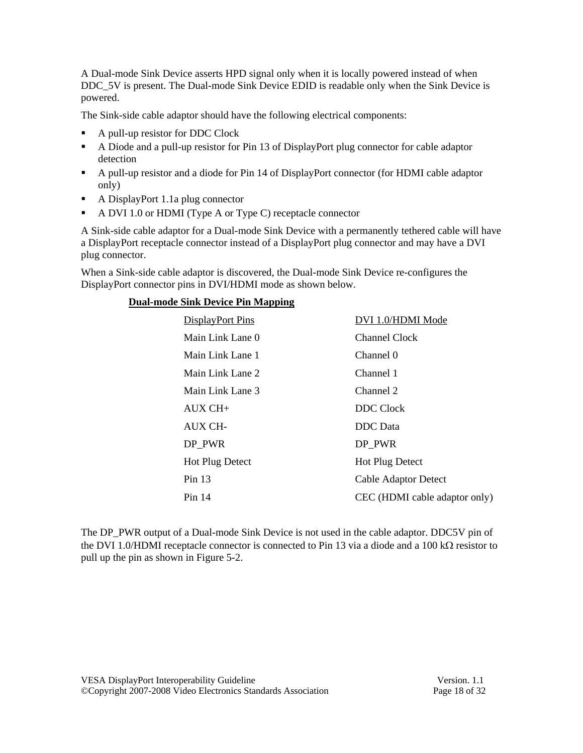A Dual-mode Sink Device asserts HPD signal only when it is locally powered instead of when DDC_5V is present. The Dual-mode Sink Device EDID is readable only when the Sink Device is powered.

The Sink-side cable adaptor should have the following electrical components:

- A pull-up resistor for DDC Clock
- A Diode and a pull-up resistor for Pin 13 of DisplayPort plug connector for cable adaptor detection
- A pull-up resistor and a diode for Pin 14 of DisplayPort connector (for HDMI cable adaptor only)
- A DisplayPort 1.1a plug connector
- A DVI 1.0 or HDMI (Type A or Type C) receptacle connector

A Sink-side cable adaptor for a Dual-mode Sink Device with a permanently tethered cable will have a DisplayPort receptacle connector instead of a DisplayPort plug connector and may have a DVI plug connector.

When a Sink-side cable adaptor is discovered, the Dual-mode Sink Device re-configures the DisplayPort connector pins in DVI/HDMI mode as shown below.

**Dual-mode Sink Device Pin Mapping**

| DisplayPort Pins | DVI 1.0/HDMI Mode |
|---|---|
| Main Link Lane 0 | Channel Clock |
| Main Link Lane 1 | Channel 0 |
| Main Link Lane 2 | Channel 1 |
| Main Link Lane 3 | Channel 2 |
| AUX CH+ | DDC Clock |
| AUX CH- | DDC Data |
| DP_PWR | DP_PWR |
| Hot Plug Detect | Hot Plug Detect |
| Pin 13 | Cable Adaptor Detect |
| Pin 14 | CEC (HDMI cable adaptor only) |

The DP_PWR output of a Dual-mode Sink Device is not used in the cable adaptor. DDC5V pin of the DVI 1.0/HDMI receptacle connector is connected to Pin 13 via a diode and a 100 kΩ resistor to pull up the pin as shown in Figure 5-2.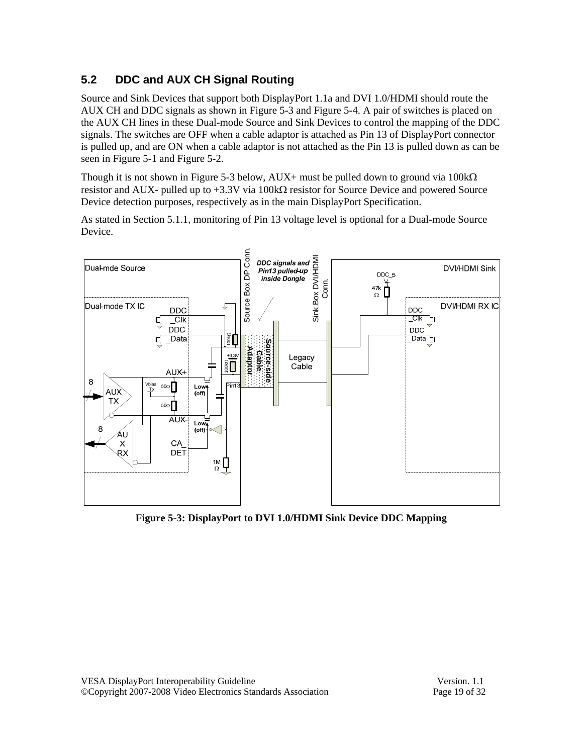## 5.2 DDC and AUX CH Signal Routing

Source and Sink Devices that support both DisplayPort 1.1a and DVI 1.0/HDMI should route the AUX CH and DDC signals as shown in Figure 5-3 and Figure 5-4. A pair of switches is placed on the AUX CH lines in these Dual-mode Source and Sink Devices to control the mapping of the DDC signals. The switches are OFF when a cable adaptor is attached as Pin 13 of DisplayPort connector is pulled up, and are ON when a cable adaptor is not attached as the Pin 13 is pulled down as can be seen in Figure 5-1 and Figure 5-2.

Though it is not shown in Figure 5-3 below, AUX+ must be pulled down to ground via 100kΩ resistor and AUX- pulled up to +3.3V via 100kΩ resistor for Source Device and powered Source Device detection purposes, respectively as in the main DisplayPort Specification.

As stated in Section 5.1.1, monitoring of Pin 13 voltage level is optional for a Dual-mode Source Device.

**Figure 5-3: DisplayPort to DVI 1.0/HDMI Sink Device DDC Mapping**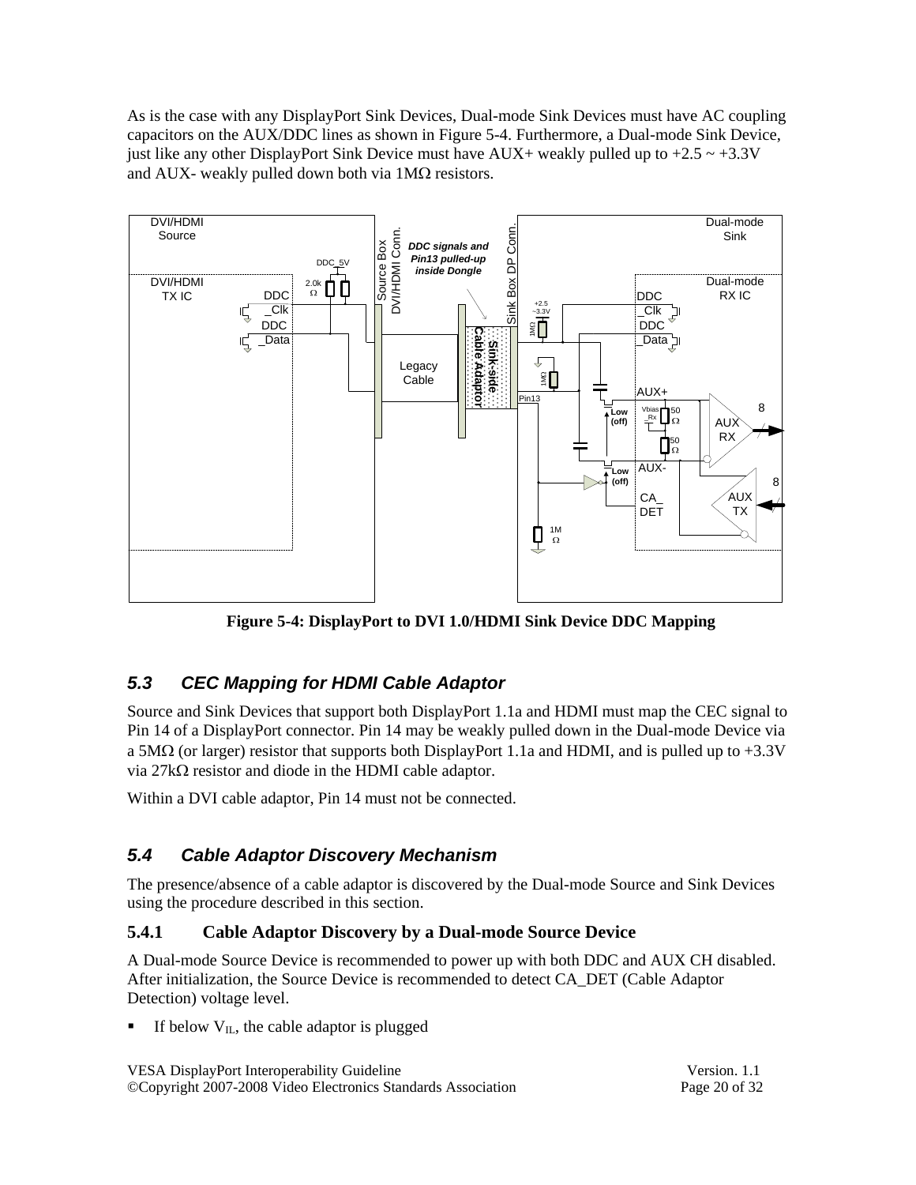As is the case with any DisplayPort Sink Devices, Dual-mode Sink Devices must have AC coupling capacitors on the AUX/DDC lines as shown in Figure 5-4. Furthermore, a Dual-mode Sink Device, just like any other DisplayPort Sink Device must have AUX+ weakly pulled up to +2.5 ~ +3.3V and AUX- weakly pulled down both via 1MΩ resistors.

**Figure 5-4: DisplayPort to DVI 1.0/HDMI Sink Device DDC Mapping**

## *5.3 CEC Mapping for HDMI Cable Adaptor*

Source and Sink Devices that support both DisplayPort 1.1a and HDMI must map the CEC signal to Pin 14 of a DisplayPort connector. Pin 14 may be weakly pulled down in the Dual-mode Device via a 5MΩ (or larger) resistor that supports both DisplayPort 1.1a and HDMI, and is pulled up to +3.3V via 27kΩ resistor and diode in the HDMI cable adaptor.

Within a DVI cable adaptor, Pin 14 must not be connected.

## *5.4 Cable Adaptor Discovery Mechanism*

The presence/absence of a cable adaptor is discovered by the Dual-mode Source and Sink Devices using the procedure described in this section.

### 5.4.1 Cable Adaptor Discovery by a Dual-mode Source Device

A Dual-mode Source Device is recommended to power up with both DDC and AUX CH disabled. After initialization, the Source Device is recommended to detect CA_DET (Cable Adaptor Detection) voltage level.

- If below $V_{IL}$, the cable adaptor is plugged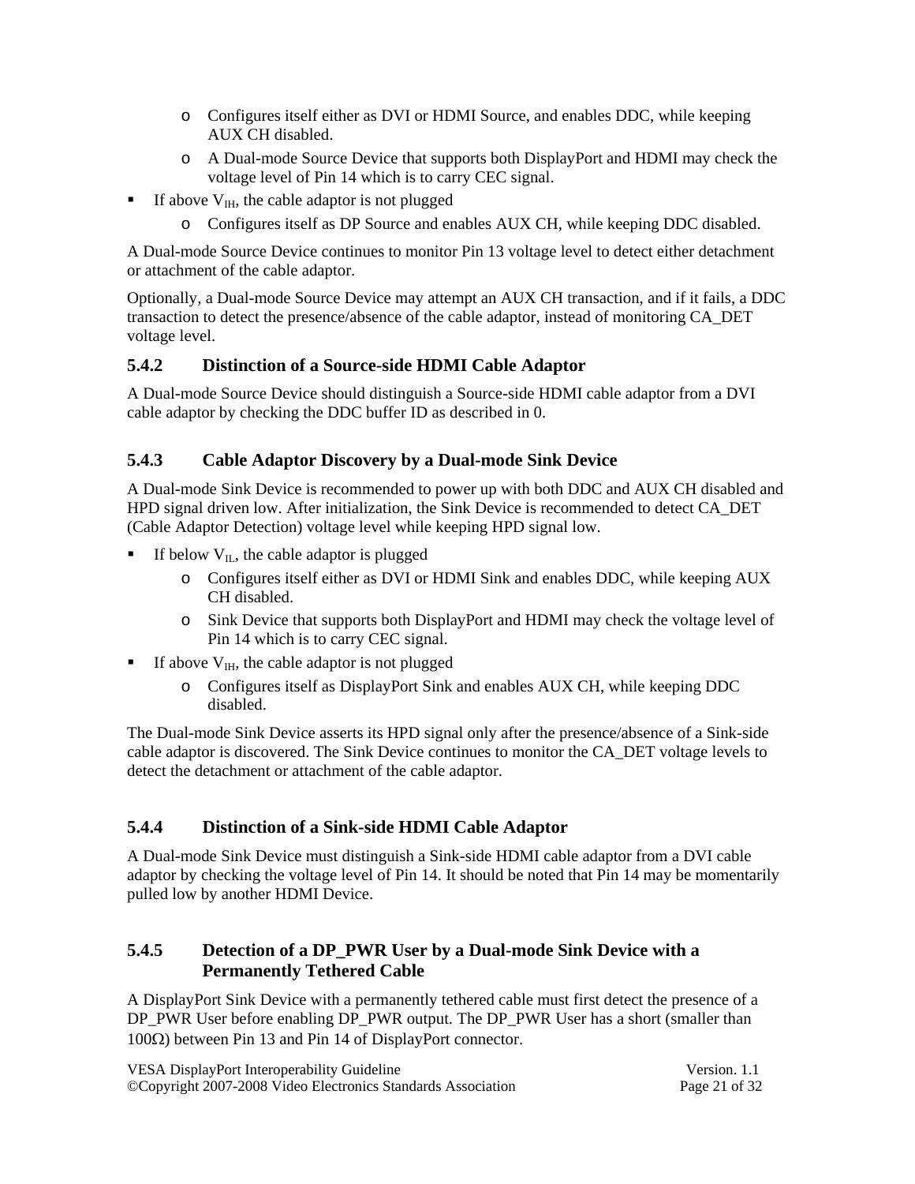- Configures itself either as DVI or HDMI Source, and enables DDC, while keeping AUX CH disabled.
    - A Dual-mode Source Device that supports both DisplayPort and HDMI may check the voltage level of Pin 14 which is to carry CEC signal.
- If above $V_{IH}$, the cable adaptor is not plugged
    - Configures itself as DP Source and enables AUX CH, while keeping DDC disabled.

A Dual-mode Source Device continues to monitor Pin 13 voltage level to detect either detachment or attachment of the cable adaptor.

Optionally, a Dual-mode Source Device may attempt an AUX CH transaction, and if it fails, a DDC transaction to detect the presence/absence of the cable adaptor, instead of monitoring CA_DET voltage level.

### 5.4.2 Distinction of a Source-side HDMI Cable Adaptor

A Dual-mode Source Device should distinguish a Source-side HDMI cable adaptor from a DVI cable adaptor by checking the DDC buffer ID as described in 0.

### 5.4.3 Cable Adaptor Discovery by a Dual-mode Sink Device

A Dual-mode Sink Device is recommended to power up with both DDC and AUX CH disabled and HPD signal driven low. After initialization, the Sink Device is recommended to detect CA_DET (Cable Adaptor Detection) voltage level while keeping HPD signal low.

- If below $V_{IL}$, the cable adaptor is plugged
    - Configures itself either as DVI or HDMI Sink and enables DDC, while keeping AUX CH disabled.
    - Sink Device that supports both DisplayPort and HDMI may check the voltage level of Pin 14 which is to carry CEC signal.
- If above $V_{IH}$, the cable adaptor is not plugged
    - Configures itself as DisplayPort Sink and enables AUX CH, while keeping DDC disabled.

The Dual-mode Sink Device asserts its HPD signal only after the presence/absence of a Sink-side cable adaptor is discovered. The Sink Device continues to monitor the CA_DET voltage levels to detect the detachment or attachment of the cable adaptor.

### 5.4.4 Distinction of a Sink-side HDMI Cable Adaptor

A Dual-mode Sink Device must distinguish a Sink-side HDMI cable adaptor from a DVI cable adaptor by checking the voltage level of Pin 14. It should be noted that Pin 14 may be momentarily pulled low by another HDMI Device.

### 5.4.5 Detection of a DP_PWR User by a Dual-mode Sink Device with a Permanently Tethered Cable

A DisplayPort Sink Device with a permanently tethered cable must first detect the presence of a DP_PWR User before enabling DP_PWR output. The DP_PWR User has a short (smaller than $100\Omega$) between Pin 13 and Pin 14 of DisplayPort connector.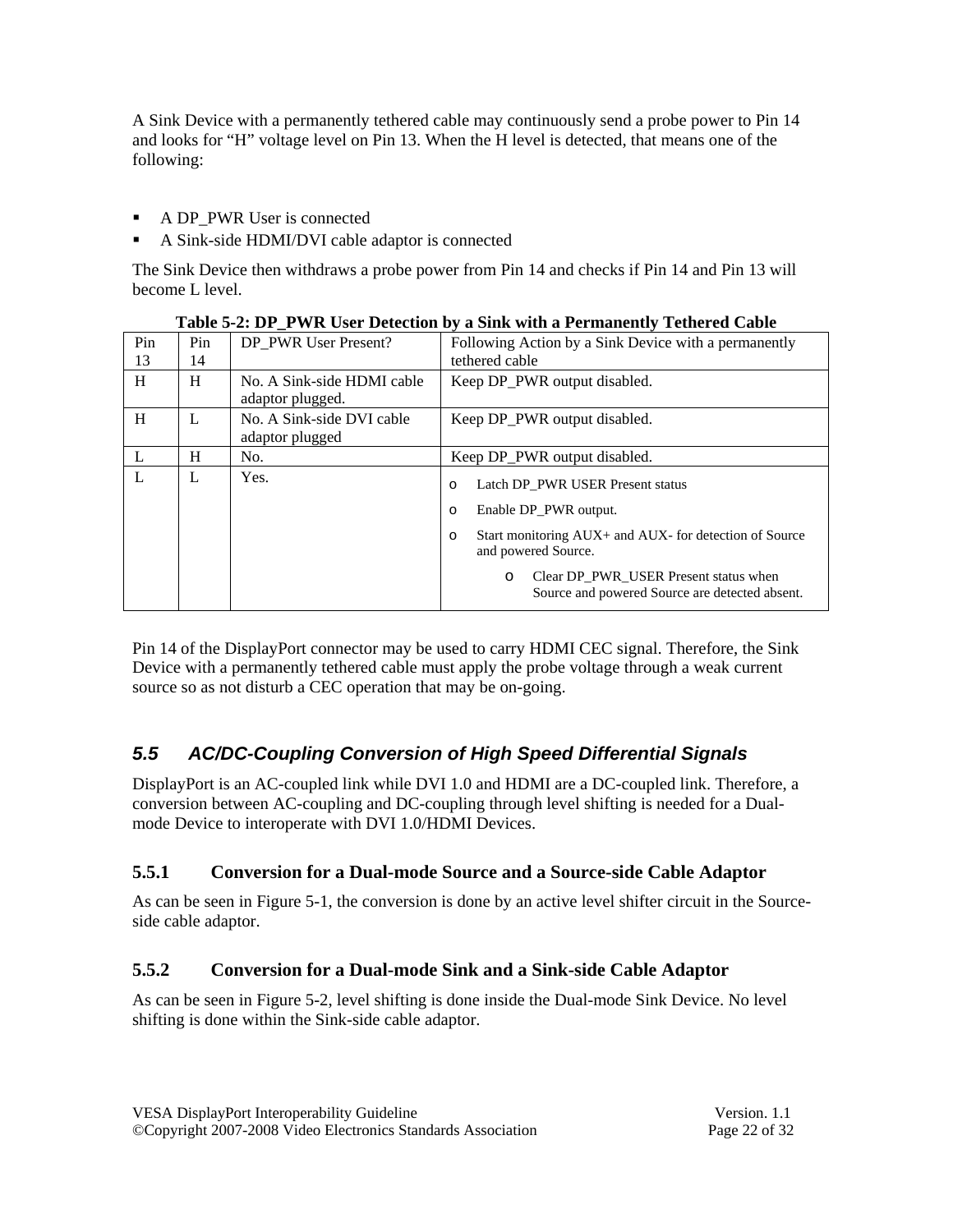A Sink Device with a permanently tethered cable may continuously send a probe power to Pin 14 and looks for "H" voltage level on Pin 13. When the H level is detected, that means one of the following:

- A DP_PWR User is connected
- A Sink-side HDMI/DVI cable adaptor is connected

The Sink Device then withdraws a probe power from Pin 14 and checks if Pin 14 and Pin 13 will become L level.

**Table 5-2: DP_PWR User Detection by a Sink with a Permanently Tethered Cable**

| Pin 13 | Pin 14 | DP_PWR User Present? | Following Action by a Sink Device with a permanently tethered cable |
|---|---|---|---|
| H | H | No. A Sink-side HDMI cable adaptor plugged. | Keep DP_PWR output disabled. |
| H | L | No. A Sink-side DVI cable adaptor plugged | Keep DP_PWR output disabled. |
| L | H | No. | Keep DP_PWR output disabled. |
| L | L | Yes. | o Latch DP_PWR USER Present status<br>o Enable DP_PWR output.<br>o Start monitoring AUX+ and AUX- for detection of Source and powered Source.<br>&nbsp;&nbsp;&nbsp;&nbsp;o Clear DP_PWR_USER Present status when Source and powered Source are detected absent. |

Pin 14 of the DisplayPort connector may be used to carry HDMI CEC signal. Therefore, the Sink Device with a permanently tethered cable must apply the probe voltage through a weak current source so as not disturb a CEC operation that may be on-going.

## *5.5 AC/DC-Coupling Conversion of High Speed Differential Signals*

DisplayPort is an AC-coupled link while DVI 1.0 and HDMI are a DC-coupled link. Therefore, a conversion between AC-coupling and DC-coupling through level shifting is needed for a Dual-mode Device to interoperate with DVI 1.0/HDMI Devices.

### 5.5.1 Conversion for a Dual-mode Source and a Source-side Cable Adaptor

As can be seen in Figure 5-1, the conversion is done by an active level shifter circuit in the Source-side cable adaptor.

### 5.5.2 Conversion for a Dual-mode Sink and a Sink-side Cable Adaptor

As can be seen in Figure 5-2, level shifting is done inside the Dual-mode Sink Device. No level shifting is done within the Sink-side cable adaptor.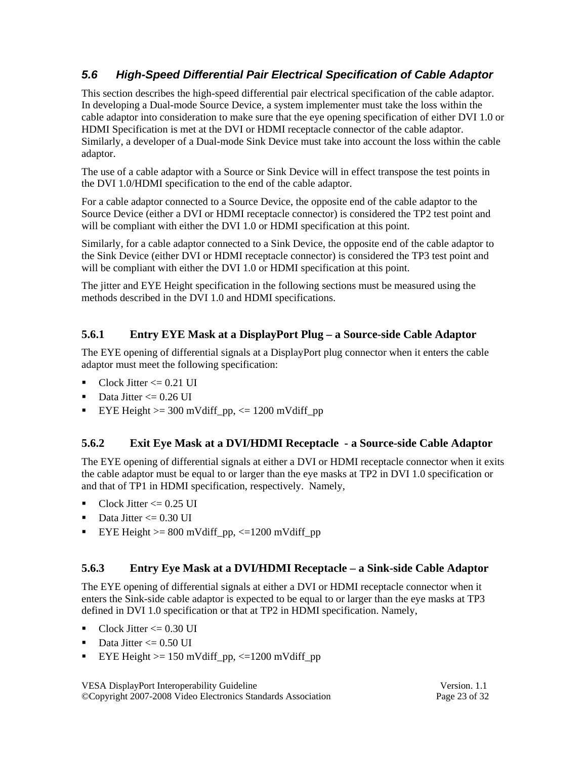### 5.6 High-Speed Differential Pair Electrical Specification of Cable Adaptor

This section describes the high-speed differential pair electrical specification of the cable adaptor. In developing a Dual-mode Source Device, a system implementer must take the loss within the cable adaptor into consideration to make sure that the eye opening specification of either DVI 1.0 or HDMI Specification is met at the DVI or HDMI receptacle connector of the cable adaptor. Similarly, a developer of a Dual-mode Sink Device must take into account the loss within the cable adaptor.

The use of a cable adaptor with a Source or Sink Device will in effect transpose the test points in the DVI 1.0/HDMI specification to the end of the cable adaptor.

For a cable adaptor connected to a Source Device, the opposite end of the cable adaptor to the Source Device (either a DVI or HDMI receptacle connector) is considered the TP2 test point and will be compliant with either the DVI 1.0 or HDMI specification at this point.

Similarly, for a cable adaptor connected to a Sink Device, the opposite end of the cable adaptor to the Sink Device (either DVI or HDMI receptacle connector) is considered the TP3 test point and will be compliant with either the DVI 1.0 or HDMI specification at this point.

The jitter and EYE Height specification in the following sections must be measured using the methods described in the DVI 1.0 and HDMI specifications.

#### 5.6.1 Entry EYE Mask at a DisplayPort Plug – a Source-side Cable Adaptor

The EYE opening of differential signals at a DisplayPort plug connector when it enters the cable adaptor must meet the following specification:

- Clock Jitter <= 0.21 UI
- Data Jitter <= 0.26 UI
- EYE Height >= 300 mVdiff_pp, <= 1200 mVdiff_pp

#### 5.6.2 Exit Eye Mask at a DVI/HDMI Receptacle - a Source-side Cable Adaptor

The EYE opening of differential signals at either a DVI or HDMI receptacle connector when it exits the cable adaptor must be equal to or larger than the eye masks at TP2 in DVI 1.0 specification or and that of TP1 in HDMI specification, respectively. Namely,

- Clock Jitter <= 0.25 UI
- Data Jitter <= 0.30 UI
- EYE Height >= 800 mVdiff_pp, <=1200 mVdiff_pp

#### 5.6.3 Entry Eye Mask at a DVI/HDMI Receptacle – a Sink-side Cable Adaptor

The EYE opening of differential signals at either a DVI or HDMI receptacle connector when it enters the Sink-side cable adaptor is expected to be equal to or larger than the eye masks at TP3 defined in DVI 1.0 specification or that at TP2 in HDMI specification. Namely,

- Clock Jitter <= 0.30 UI
- Data Jitter <= 0.50 UI
- EYE Height >= 150 mVdiff_pp, <=1200 mVdiff_pp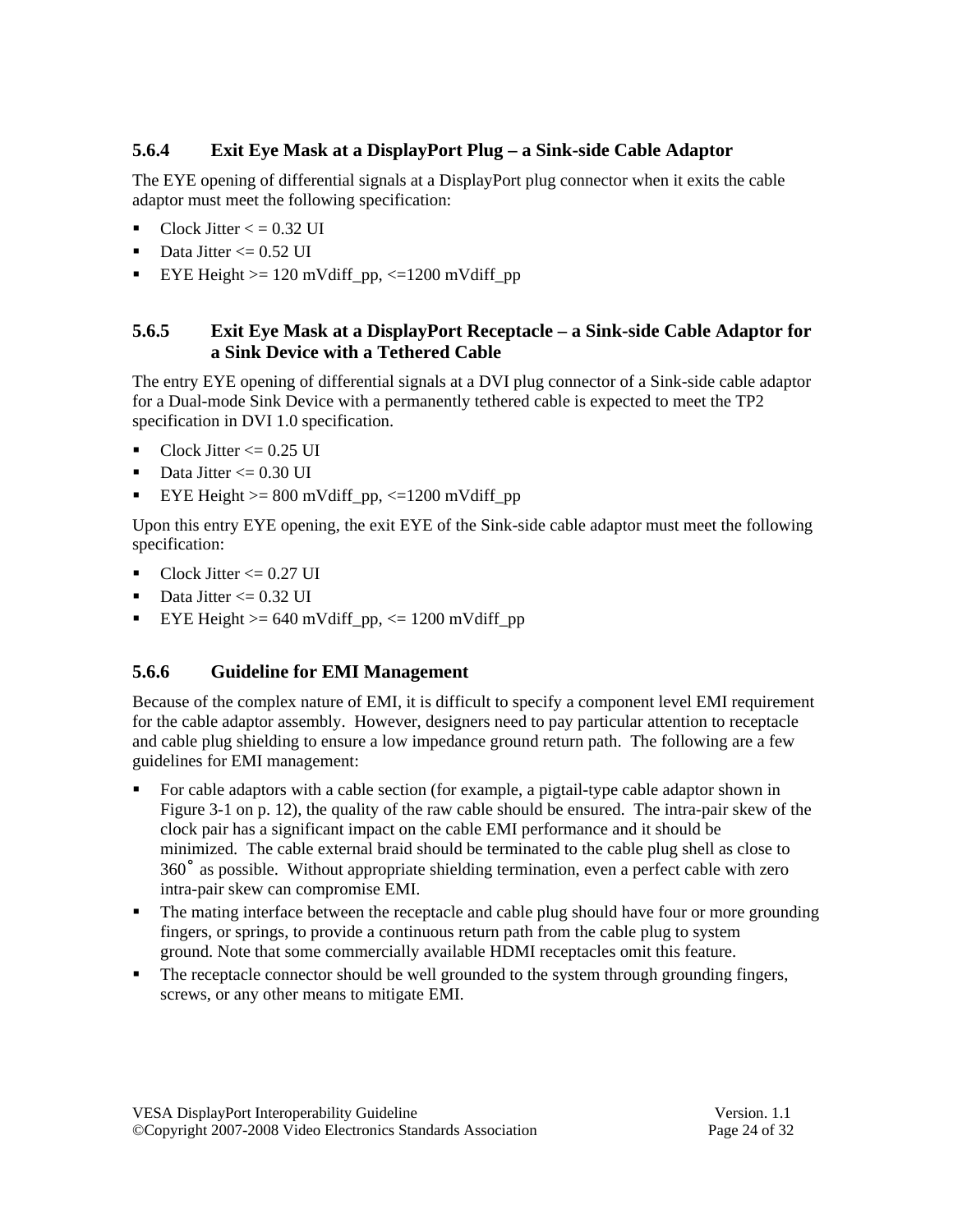### 5.6.4 Exit Eye Mask at a DisplayPort Plug – a Sink-side Cable Adaptor

The EYE opening of differential signals at a DisplayPort plug connector when it exits the cable adaptor must meet the following specification:

- Clock Jitter < = 0.32 UI
- Data Jitter <= 0.52 UI
- EYE Height >= 120 mVdiff_pp, <=1200 mVdiff_pp

### 5.6.5 Exit Eye Mask at a DisplayPort Receptacle – a Sink-side Cable Adaptor for a Sink Device with a Tethered Cable

The entry EYE opening of differential signals at a DVI plug connector of a Sink-side cable adaptor for a Dual-mode Sink Device with a permanently tethered cable is expected to meet the TP2 specification in DVI 1.0 specification.

- Clock Jitter <= 0.25 UI
- Data Jitter <= 0.30 UI
- EYE Height >= 800 mVdiff_pp, <=1200 mVdiff_pp

Upon this entry EYE opening, the exit EYE of the Sink-side cable adaptor must meet the following specification:

- Clock Jitter <= 0.27 UI
- Data Jitter <= 0.32 UI
- EYE Height >= 640 mVdiff_pp, <= 1200 mVdiff_pp

### 5.6.6 Guideline for EMI Management

Because of the complex nature of EMI, it is difficult to specify a component level EMI requirement for the cable adaptor assembly. However, designers need to pay particular attention to receptacle and cable plug shielding to ensure a low impedance ground return path. The following are a few guidelines for EMI management:

- For cable adaptors with a cable section (for example, a pigtail-type cable adaptor shown in Figure 3-1 on p. 12), the quality of the raw cable should be ensured. The intra-pair skew of the clock pair has a significant impact on the cable EMI performance and it should be minimized. The cable external braid should be terminated to the cable plug shell as close to 360° as possible. Without appropriate shielding termination, even a perfect cable with zero intra-pair skew can compromise EMI.
- The mating interface between the receptacle and cable plug should have four or more grounding fingers, or springs, to provide a continuous return path from the cable plug to system ground. Note that some commercially available HDMI receptacles omit this feature.
- The receptacle connector should be well grounded to the system through grounding fingers, screws, or any other means to mitigate EMI.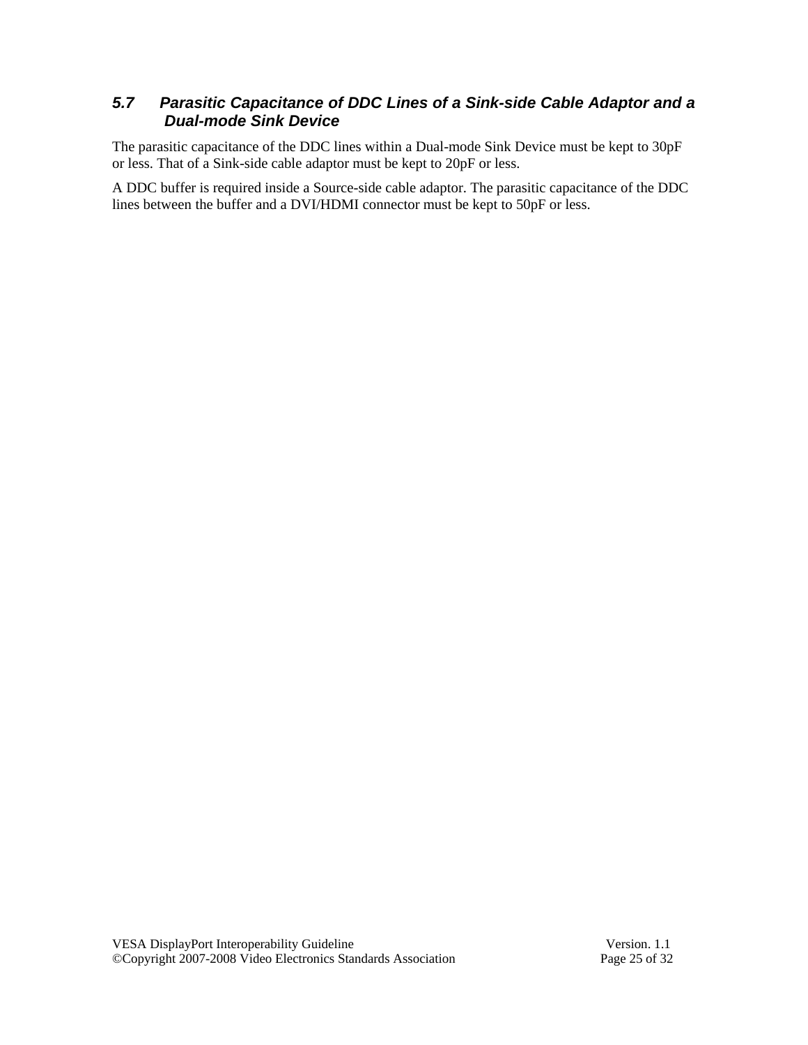### 5.7 Parasitic Capacitance of DDC Lines of a Sink-side Cable Adaptor and a Dual-mode Sink Device

The parasitic capacitance of the DDC lines within a Dual-mode Sink Device must be kept to 30pF or less. That of a Sink-side cable adaptor must be kept to 20pF or less.

A DDC buffer is required inside a Source-side cable adaptor. The parasitic capacitance of the DDC lines between the buffer and a DVI/HDMI connector must be kept to 50pF or less.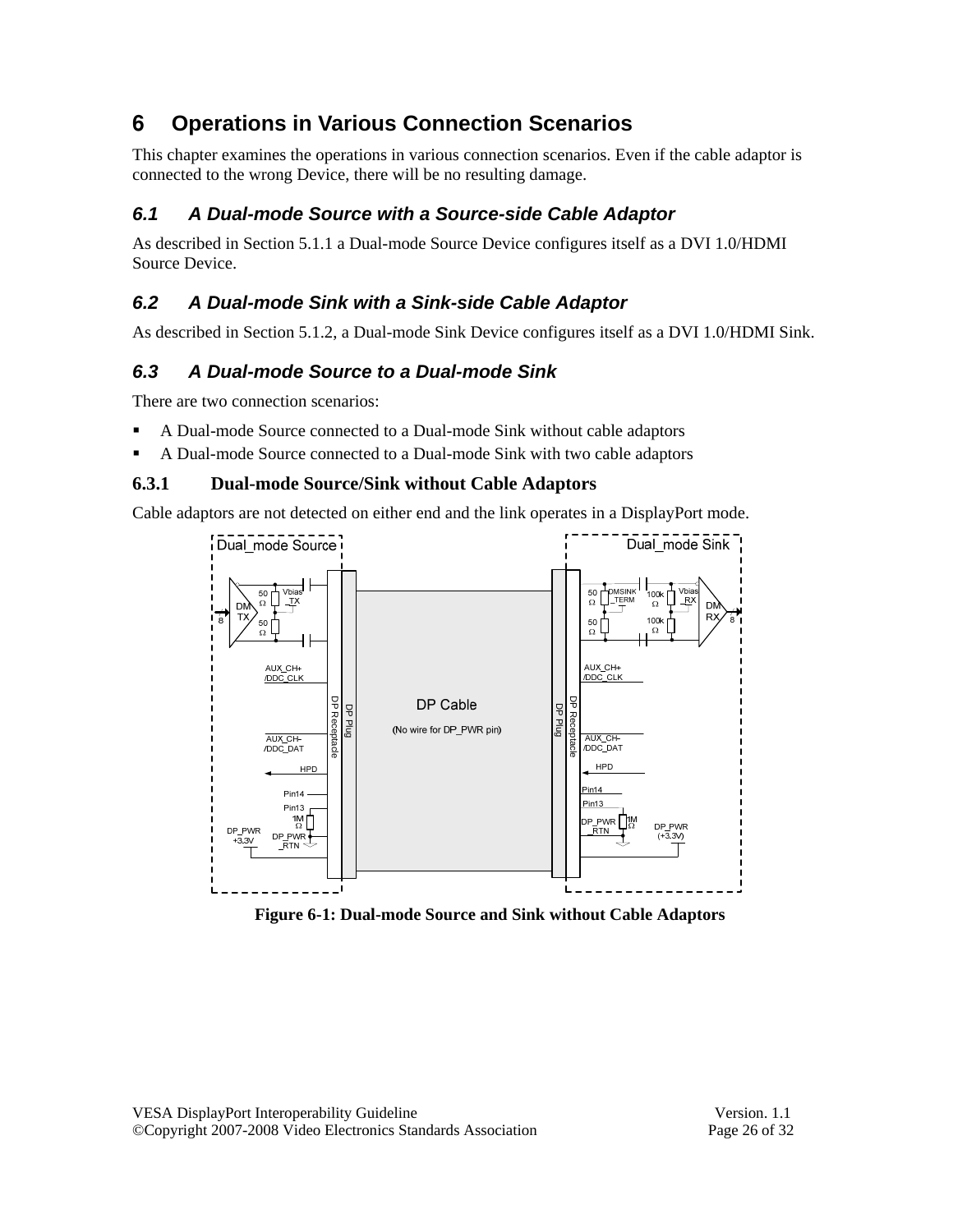# 6 Operations in Various Connection Scenarios

This chapter examines the operations in various connection scenarios. Even if the cable adaptor is connected to the wrong Device, there will be no resulting damage.

## *6.1 A Dual-mode Source with a Source-side Cable Adaptor*

As described in Section 5.1.1 a Dual-mode Source Device configures itself as a DVI 1.0/HDMI Source Device.

## *6.2 A Dual-mode Sink with a Sink-side Cable Adaptor*

As described in Section 5.1.2, a Dual-mode Sink Device configures itself as a DVI 1.0/HDMI Sink.

## *6.3 A Dual-mode Source to a Dual-mode Sink*

There are two connection scenarios:

- A Dual-mode Source connected to a Dual-mode Sink without cable adaptors
- A Dual-mode Source connected to a Dual-mode Sink with two cable adaptors

### 6.3.1 Dual-mode Source/Sink without Cable Adaptors

Cable adaptors are not detected on either end and the link operates in a DisplayPort mode.

**Figure 6-1: Dual-mode Source and Sink without Cable Adaptors**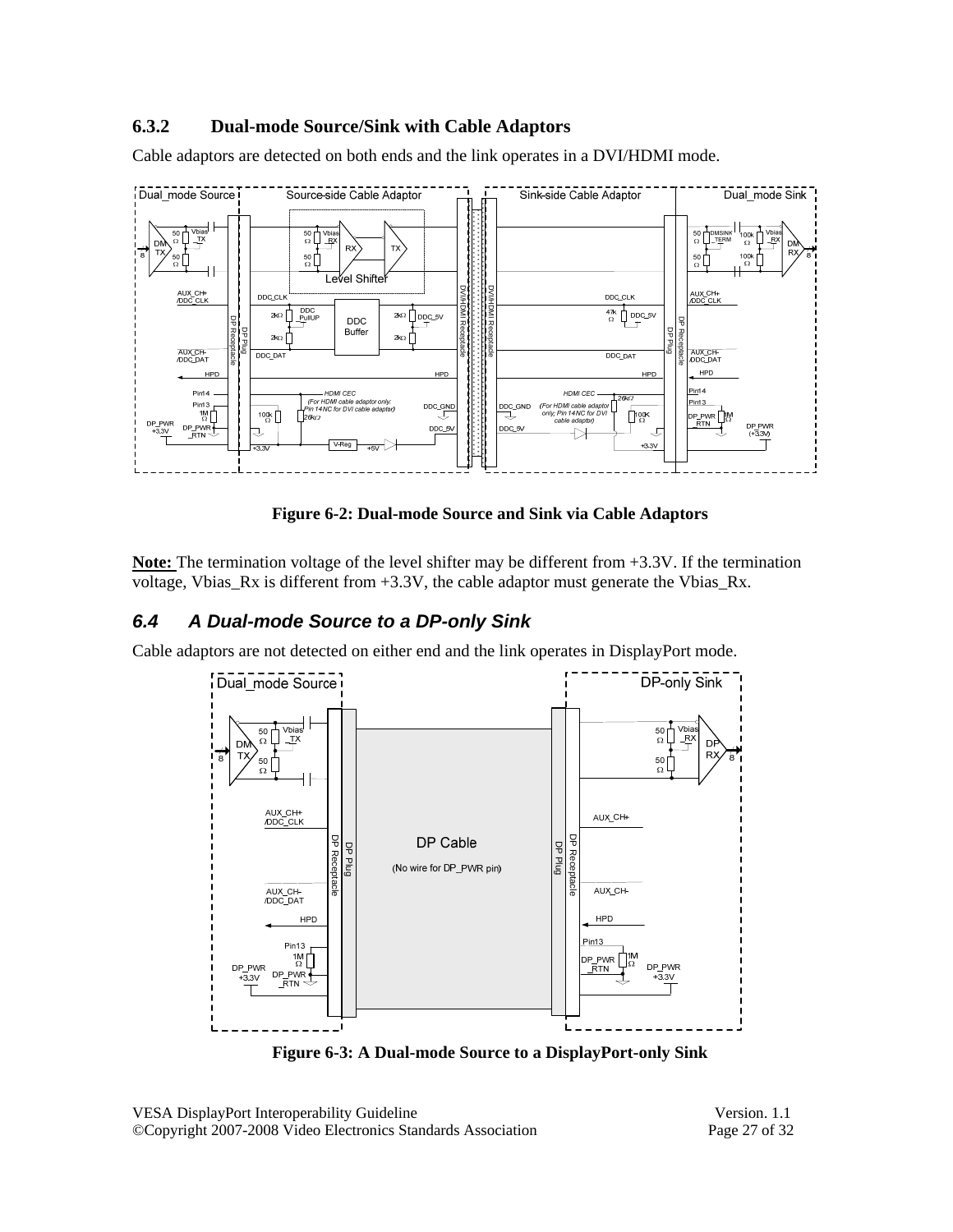### 6.3.2 Dual-mode Source/Sink with Cable Adaptors

Cable adaptors are detected on both ends and the link operates in a DVI/HDMI mode.

**Figure 6-2: Dual-mode Source and Sink via Cable Adaptors**

**Note:** The termination voltage of the level shifter may be different from +3.3V. If the termination voltage, Vbias_Rx is different from +3.3V, the cable adaptor must generate the Vbias_Rx.

## *6.4 A Dual-mode Source to a DP-only Sink*

Cable adaptors are not detected on either end and the link operates in DisplayPort mode.

**Figure 6-3: A Dual-mode Source to a DisplayPort-only Sink**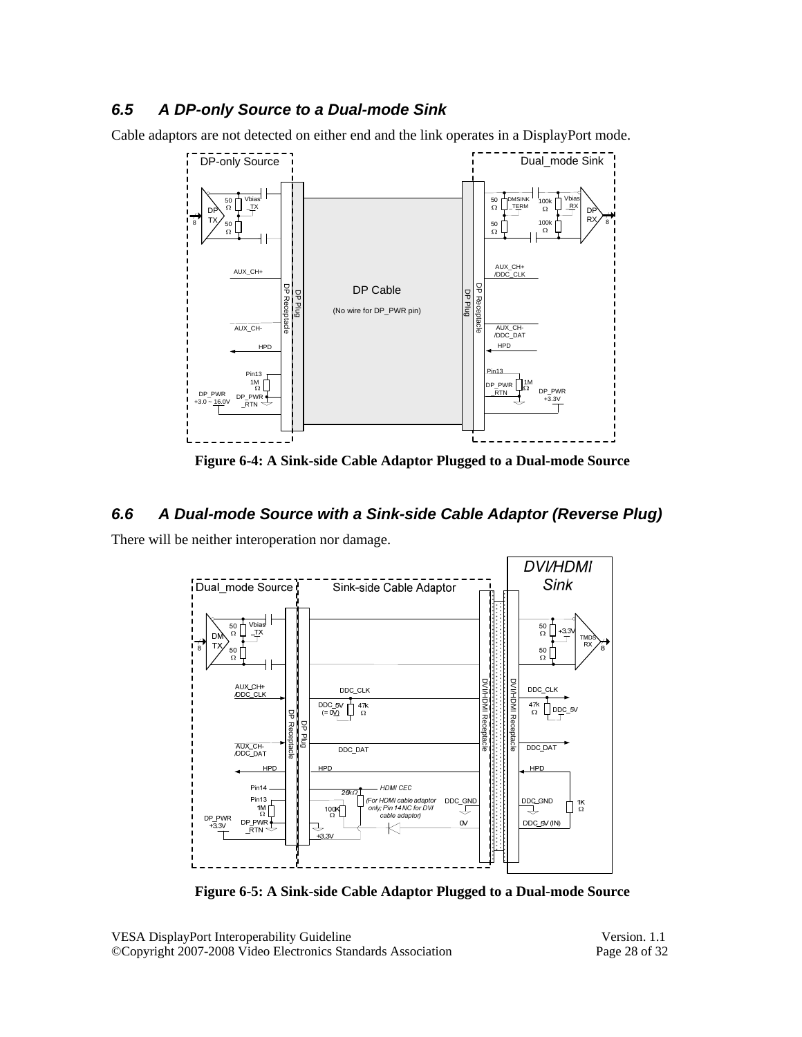### 6.5 A DP-only Source to a Dual-mode Sink

Cable adaptors are not detected on either end and the link operates in a DisplayPort mode.

**Figure 6-4: A Sink-side Cable Adaptor Plugged to a Dual-mode Source**

### 6.6 A Dual-mode Source with a Sink-side Cable Adaptor (Reverse Plug)

There will be neither interoperation nor damage.

**Figure 6-5: A Sink-side Cable Adaptor Plugged to a Dual-mode Source**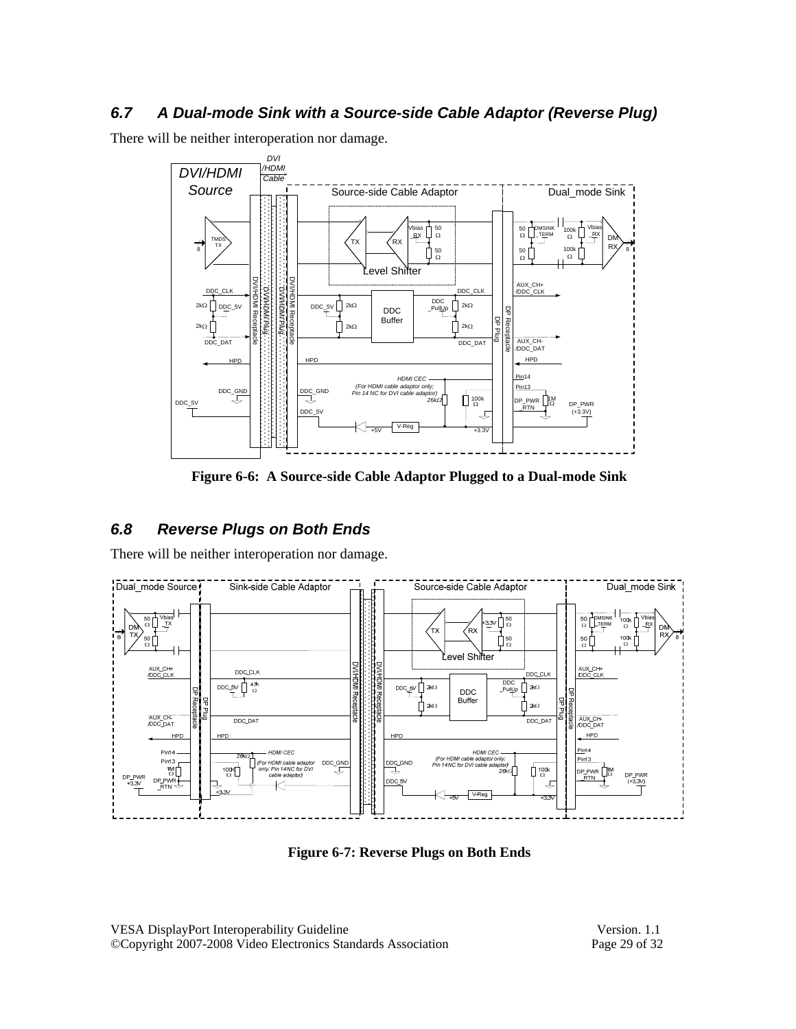### 6.7 A Dual-mode Sink with a Source-side Cable Adaptor (Reverse Plug)

There will be neither interoperation nor damage.

**Figure 6-6: A Source-side Cable Adaptor Plugged to a Dual-mode Sink**

### 6.8 Reverse Plugs on Both Ends

There will be neither interoperation nor damage.

**Figure 6-7: Reverse Plugs on Both Ends**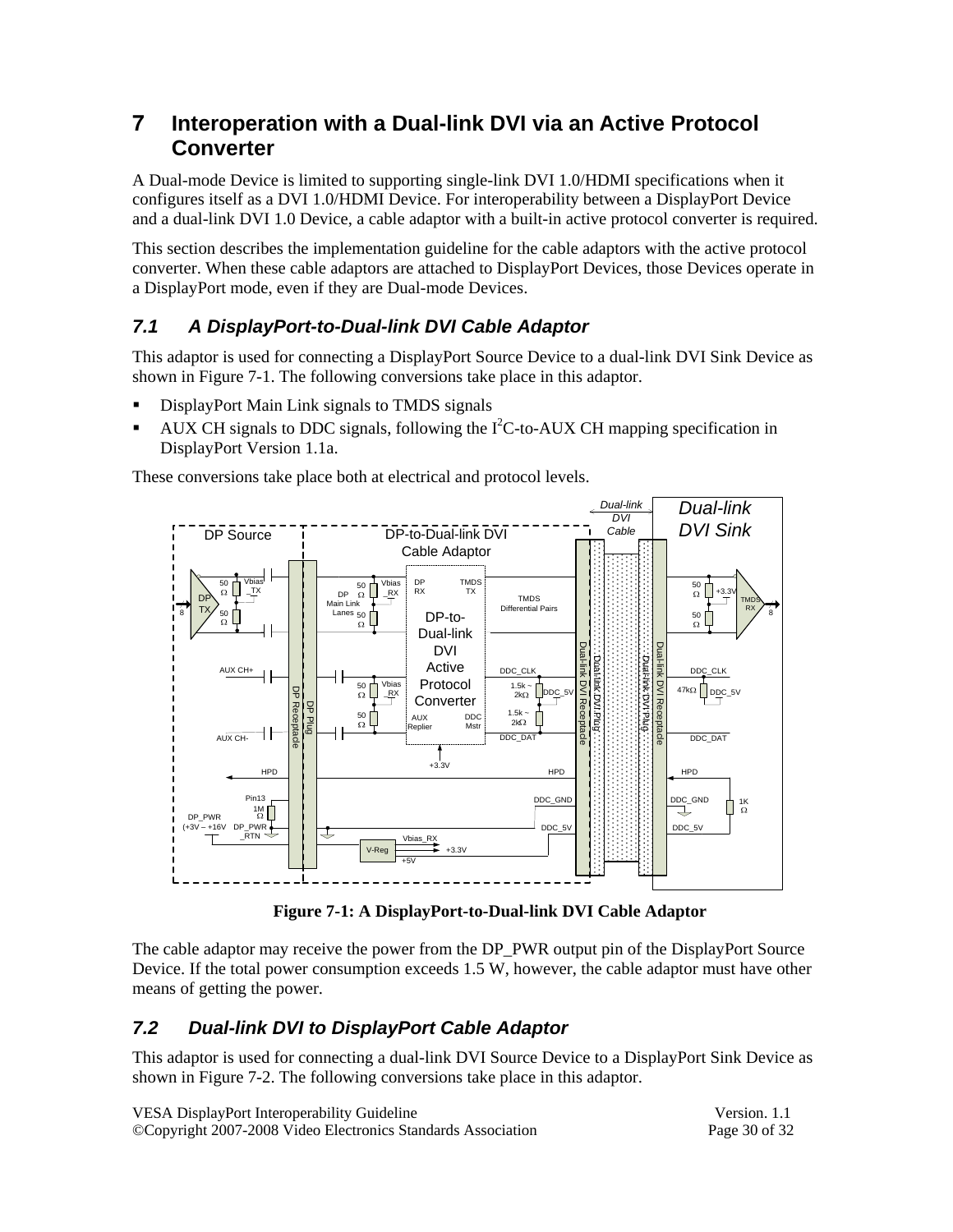# 7 Interoperation with a Dual-link DVI via an Active Protocol Converter

A Dual-mode Device is limited to supporting single-link DVI 1.0/HDMI specifications when it configures itself as a DVI 1.0/HDMI Device. For interoperability between a DisplayPort Device and a dual-link DVI 1.0 Device, a cable adaptor with a built-in active protocol converter is required.

This section describes the implementation guideline for the cable adaptors with the active protocol converter. When these cable adaptors are attached to DisplayPort Devices, those Devices operate in a DisplayPort mode, even if they are Dual-mode Devices.

## *7.1 A DisplayPort-to-Dual-link DVI Cable Adaptor*

This adaptor is used for connecting a DisplayPort Source Device to a dual-link DVI Sink Device as shown in Figure 7-1. The following conversions take place in this adaptor.

- DisplayPort Main Link signals to TMDS signals
- AUX CH signals to DDC signals, following the $I^2C$-to-AUX CH mapping specification in DisplayPort Version 1.1a.

These conversions take place both at electrical and protocol levels.

**Figure 7-1: A DisplayPort-to-Dual-link DVI Cable Adaptor**

The cable adaptor may receive the power from the DP_PWR output pin of the DisplayPort Source Device. If the total power consumption exceeds 1.5 W, however, the cable adaptor must have other means of getting the power.

## *7.2 Dual-link DVI to DisplayPort Cable Adaptor*

This adaptor is used for connecting a dual-link DVI Source Device to a DisplayPort Sink Device as shown in Figure 7-2. The following conversions take place in this adaptor.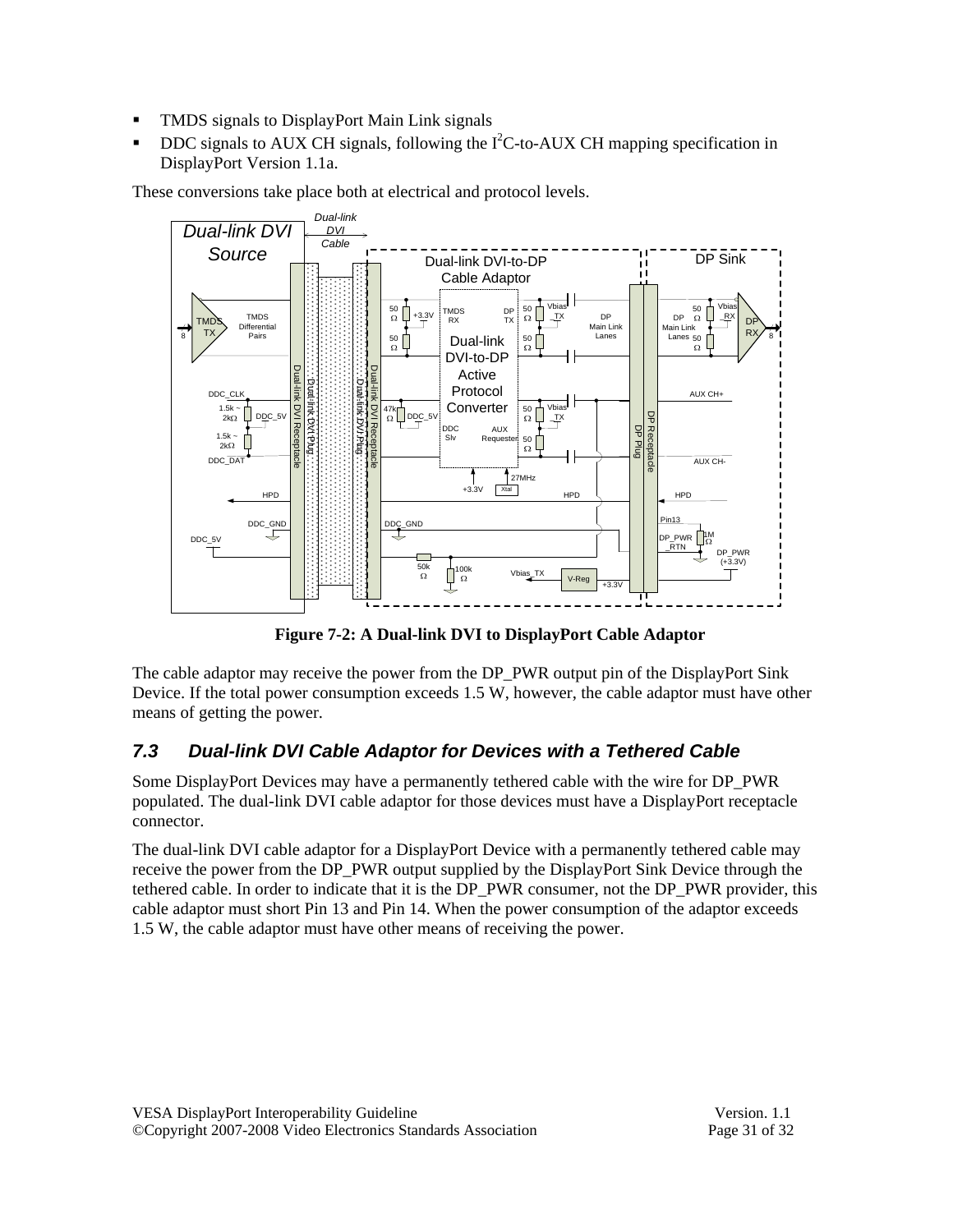- TMDS signals to DisplayPort Main Link signals
- DDC signals to AUX CH signals, following the I$^2$C-to-AUX CH mapping specification in DisplayPort Version 1.1a.

These conversions take place both at electrical and protocol levels.

**Figure 7-2: A Dual-link DVI to DisplayPort Cable Adaptor**

The cable adaptor may receive the power from the DP_PWR output pin of the DisplayPort Sink Device. If the total power consumption exceeds 1.5 W, however, the cable adaptor must have other means of getting the power.

## 7.3 Dual-link DVI Cable Adaptor for Devices with a Tethered Cable

Some DisplayPort Devices may have a permanently tethered cable with the wire for DP_PWR populated. The dual-link DVI cable adaptor for those devices must have a DisplayPort receptacle connector.

The dual-link DVI cable adaptor for a DisplayPort Device with a permanently tethered cable may receive the power from the DP_PWR output supplied by the DisplayPort Sink Device through the tethered cable. In order to indicate that it is the DP_PWR consumer, not the DP_PWR provider, this cable adaptor must short Pin 13 and Pin 14. When the power consumption of the adaptor exceeds 1.5 W, the cable adaptor must have other means of receiving the power.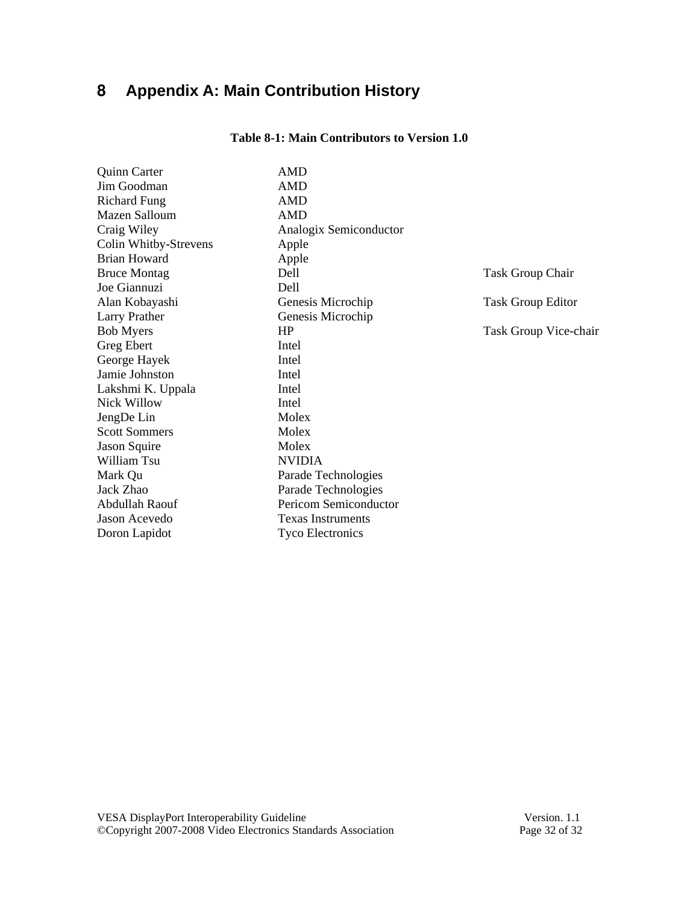# 8 Appendix A: Main Contribution History

**Table 8-1: Main Contributors to Version 1.0**

| | | |
|---|---|---|
| Quinn Carter | AMD | |
| Jim Goodman | AMD | |
| Richard Fung | AMD | |
| Mazen Salloum | AMD | |
| Craig Wiley | Analogix Semiconductor | |
| Colin Whitby-Strevens | Apple | |
| Brian Howard | Apple | |
| Bruce Montag | Dell | Task Group Chair |
| Joe Giannuzi | Dell | |
| Alan Kobayashi | Genesis Microchip | Task Group Editor |
| Larry Prather | Genesis Microchip | |
| Bob Myers | HP | Task Group Vice-chair |
| Greg Ebert | Intel | |
| George Hayek | Intel | |
| Jamie Johnston | Intel | |
| Lakshmi K. Uppala | Intel | |
| Nick Willow | Intel | |
| JengDe Lin | Molex | |
| Scott Sommers | Molex | |
| Jason Squire | Molex | |
| William Tsu | NVIDIA | |
| Mark Qu | Parade Technologies | |
| Jack Zhao | Parade Technologies | |
| Abdullah Raouf | Pericom Semiconductor | |
| Jason Acevedo | Texas Instruments | |
| Doron Lapidot | Tyco Electronics | |